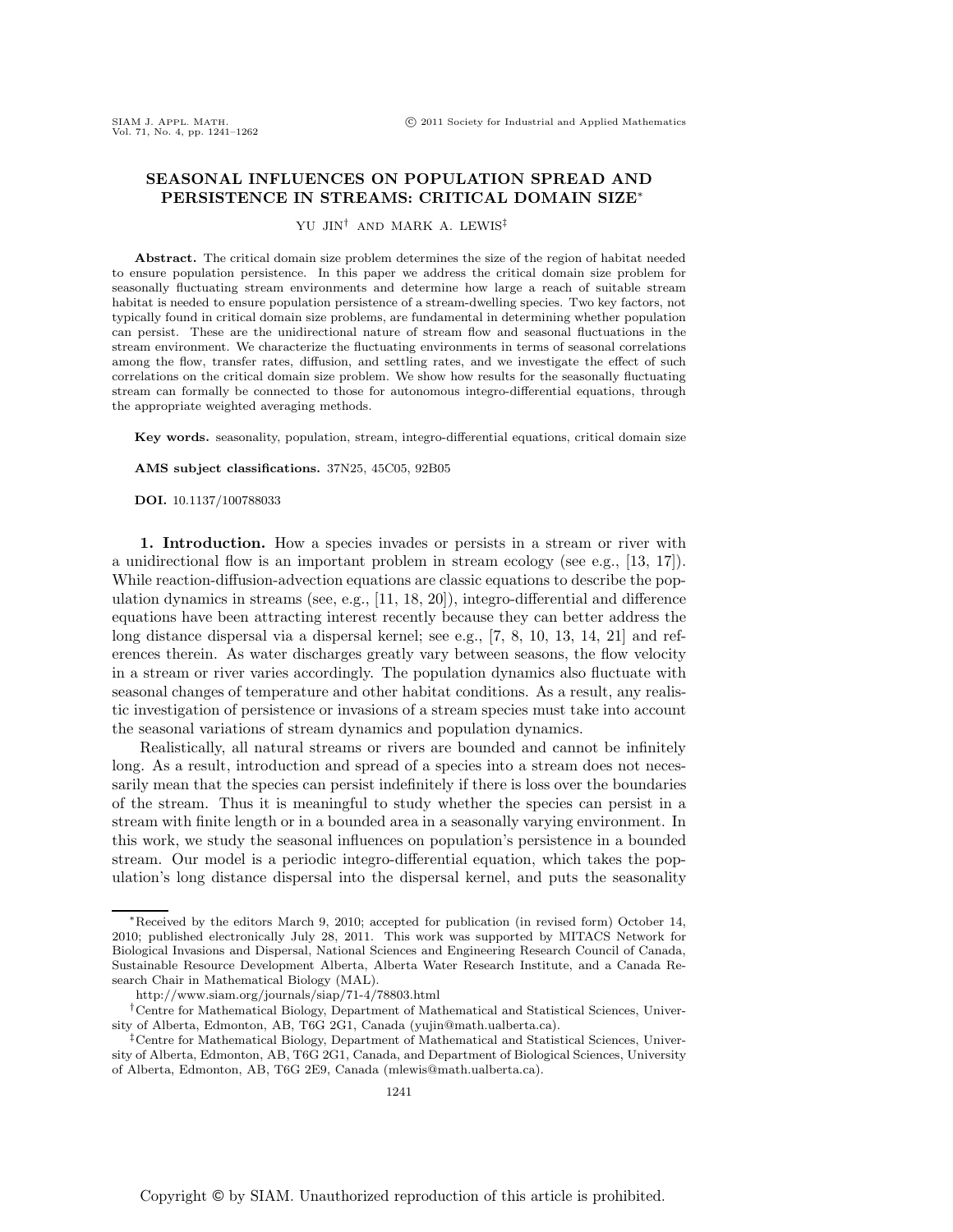# SEASONAL INFLUENCES ON POPULATION SPREAD AND PERSISTENCE IN STREAMS: CRITICAL DOMAIN SIZE*

YU JIN† AND MARK A. LEWIS‡

**Abstract.** The critical domain size problem determines the size of the region of habitat needed to ensure population persistence. In this paper we address the critical domain size problem for seasonally fluctuating stream environments and determine how large a reach of suitable stream habitat is needed to ensure population persistence of a stream-dwelling species. Two key factors, not typically found in critical domain size problems, are fundamental in determining whether population can persist. These are the unidirectional nature of stream flow and seasonal fluctuations in the stream environment. We characterize the fluctuating environments in terms of seasonal correlations among the flow, transfer rates, diffusion, and settling rates, and we investigate the effect of such correlations on the critical domain size problem. We show how results for the seasonally fluctuating stream can formally be connected to those for autonomous integro-differential equations, through the appropriate weighted averaging methods.

**Key words.** seasonality, population, stream, integro-differential equations, critical domain size

**AMS subject classifications.** 37N25, 45C05, 92B05

**DOI.** 10.1137/100788033

## 1. Introduction.

How a species invades or persists in a stream or river with a unidirectional flow is an important problem in stream ecology (see e.g., [13, 17]). While reaction-diffusion-advection equations are classic equations to describe the population dynamics in streams (see, e.g., [11, 18, 20]), integro-differential and difference equations have been attracting interest recently because they can better address the long distance dispersal via a dispersal kernel; see e.g., [7, 8, 10, 13, 14, 21] and references therein. As water discharges greatly vary between seasons, the flow velocity in a stream or river varies accordingly. The population dynamics also fluctuate with seasonal changes of temperature and other habitat conditions. As a result, any realistic investigation of persistence or invasions of a stream species must take into account the seasonal variations of stream dynamics and population dynamics.

Realistically, all natural streams or rivers are bounded and cannot be infinitely long. As a result, introduction and spread of a species into a stream does not necessarily mean that the species can persist indefinitely if there is loss over the boundaries of the stream. Thus it is meaningful to study whether the species can persist in a stream with finite length or in a bounded area in a seasonally varying environment. In this work, we study the seasonal influences on population's persistence in a bounded stream. Our model is a periodic integro-differential equation, which takes the population's long distance dispersal into the dispersal kernel, and puts the seasonality

*Received by the editors March 9, 2010; accepted for publication (in revised form) October 14, 2010; published electronically July 28, 2011. This work was supported by MITACS Network for Biological Invasions and Dispersal, National Sciences and Engineering Research Council of Canada, Sustainable Resource Development Alberta, Alberta Water Research Institute, and a Canada Research Chair in Mathematical Biology (MAL).

http://www.siam.org/journals/siap/71-4/78803.html

†Centre for Mathematical Biology, Department of Mathematical and Statistical Sciences, University of Alberta, Edmonton, AB, T6G 2G1, Canada (yujin@math.ualberta.ca).

‡Centre for Mathematical Biology, Department of Mathematical and Statistical Sciences, University of Alberta, Edmonton, AB, T6G 2G1, Canada, and Department of Biological Sciences, University of Alberta, Edmonton, AB, T6G 2E9, Canada (mlewis@math.ualberta.ca).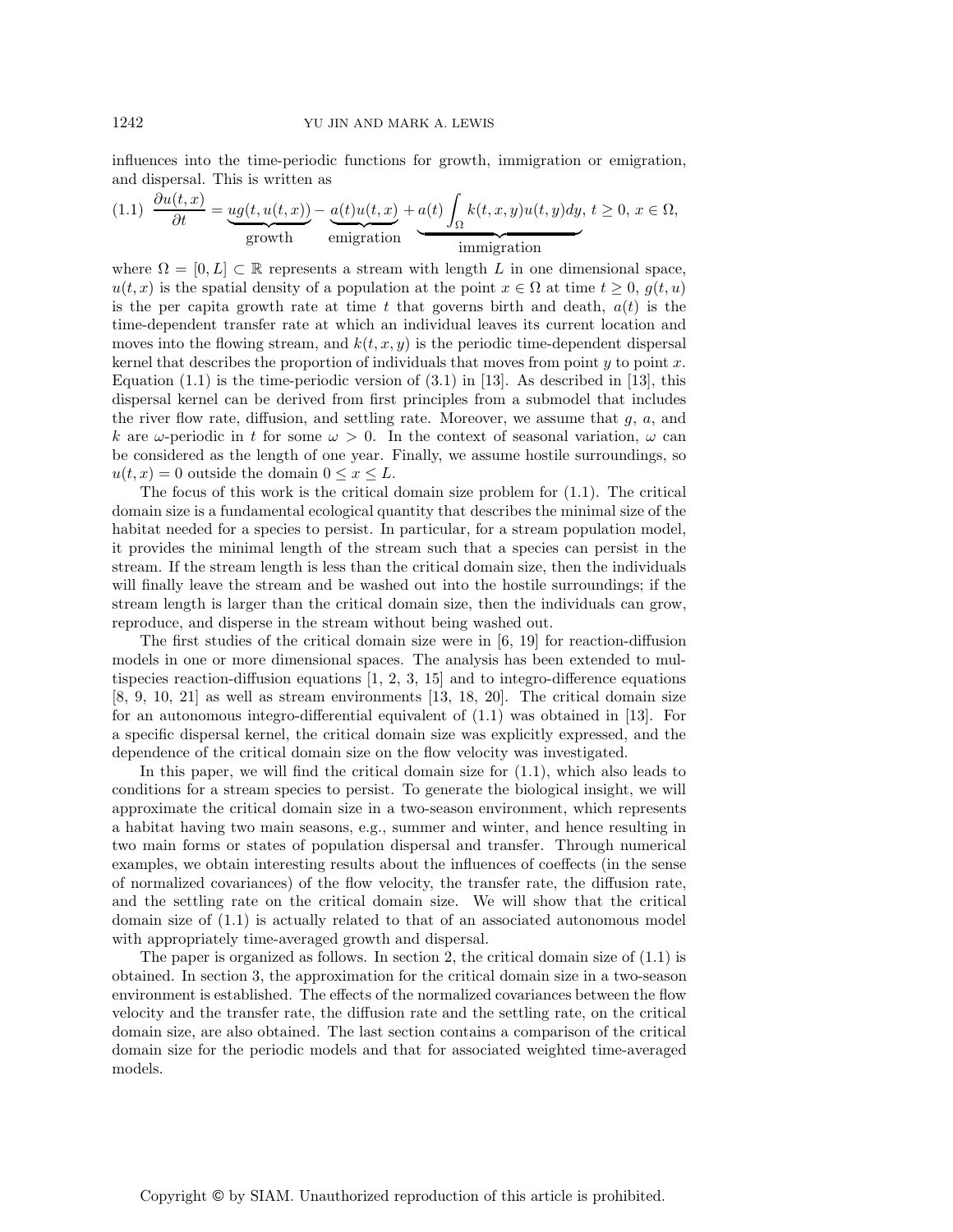influences into the time-periodic functions for growth, immigration or emigration, and dispersal. This is written as

$$
(1.1)\quad \frac{\partial u(t,x)}{\partial t} = \underbrace{ug(t,u(t,x))}_{\text{growth}} - \underbrace{a(t)u(t,x)}_{\text{emigration}} + \underbrace{a(t)\int_\Omega k(t,x,y)u(t,y)dy}_{\text{immigration}},\ t \geq 0,\ x \in \Omega,
$$

where $\Omega = [0, L] \subset \mathbb{R}$ represents a stream with length $L$ in one dimensional space, $u(t, x)$ is the spatial density of a population at the point $x \in \Omega$ at time $t \geq 0$, $g(t, u)$ is the per capita growth rate at time $t$ that governs birth and death, $a(t)$ is the time-dependent transfer rate at which an individual leaves its current location and moves into the flowing stream, and $k(t, x, y)$ is the periodic time-dependent dispersal kernel that describes the proportion of individuals that moves from point $y$ to point $x$. Equation (1.1) is the time-periodic version of (3.1) in [13]. As described in [13], this dispersal kernel can be derived from first principles from a submodel that includes the river flow rate, diffusion, and settling rate. Moreover, we assume that $g$, $a$, and $k$ are $\omega$-periodic in $t$ for some $\omega > 0$. In the context of seasonal variation, $\omega$ can be considered as the length of one year. Finally, we assume hostile surroundings, so $u(t, x) = 0$ outside the domain $0 \leq x \leq L$.

The focus of this work is the critical domain size problem for (1.1). The critical domain size is a fundamental ecological quantity that describes the minimal size of the habitat needed for a species to persist. In particular, for a stream population model, it provides the minimal length of the stream such that a species can persist in the stream. If the stream length is less than the critical domain size, then the individuals will finally leave the stream and be washed out into the hostile surroundings; if the stream length is larger than the critical domain size, then the individuals can grow, reproduce, and disperse in the stream without being washed out.

The first studies of the critical domain size were in [6, 19] for reaction-diffusion models in one or more dimensional spaces. The analysis has been extended to multispecies reaction-diffusion equations [1, 2, 3, 15] and to integro-difference equations [8, 9, 10, 21] as well as stream environments [13, 18, 20]. The critical domain size for an autonomous integro-differential equivalent of (1.1) was obtained in [13]. For a specific dispersal kernel, the critical domain size was explicitly expressed, and the dependence of the critical domain size on the flow velocity was investigated.

In this paper, we will find the critical domain size for (1.1), which also leads to conditions for a stream species to persist. To generate the biological insight, we will approximate the critical domain size in a two-season environment, which represents a habitat having two main seasons, e.g., summer and winter, and hence resulting in two main forms or states of population dispersal and transfer. Through numerical examples, we obtain interesting results about the influences of coeffects (in the sense of normalized covariances) of the flow velocity, the transfer rate, the diffusion rate, and the settling rate on the critical domain size. We will show that the critical domain size of (1.1) is actually related to that of an associated autonomous model with appropriately time-averaged growth and dispersal.

The paper is organized as follows. In section 2, the critical domain size of (1.1) is obtained. In section 3, the approximation for the critical domain size in a two-season environment is established. The effects of the normalized covariances between the flow velocity and the transfer rate, the diffusion rate and the settling rate, on the critical domain size, are also obtained. The last section contains a comparison of the critical domain size for the periodic models and that for associated weighted time-averaged models.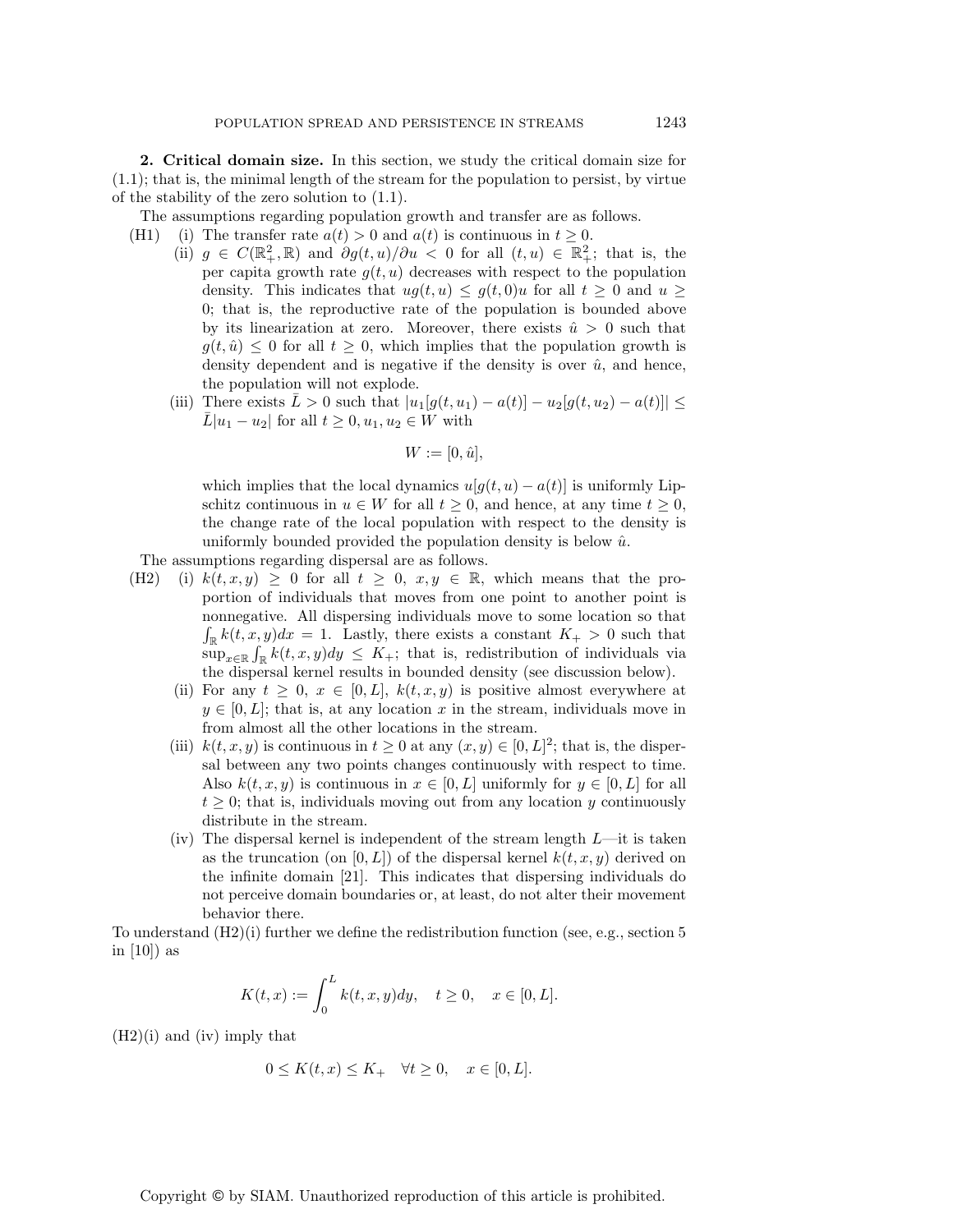**2. Critical domain size.** In this section, we study the critical domain size for (1.1); that is, the minimal length of the stream for the population to persist, by virtue of the stability of the zero solution to (1.1).

The assumptions regarding population growth and transfer are as follows.

(H1) (i) The transfer rate $a(t) > 0$ and $a(t)$ is continuous in $t \geq 0$.

(ii) $g \in C(\mathbb{R}_+^2, \mathbb{R})$ and $\partial g(t,u)/\partial u < 0$ for all $(t,u) \in \mathbb{R}_+^2$; that is, the per capita growth rate $g(t,u)$ decreases with respect to the population density. This indicates that $ug(t,u) \leq g(t,0)u$ for all $t \geq 0$ and $u \geq 0$; that is, the reproductive rate of the population is bounded above by its linearization at zero. Moreover, there exists $\hat{u} > 0$ such that $g(t,\hat{u}) \leq 0$ for all $t \geq 0$, which implies that the population growth is density dependent and is negative if the density is over $\hat{u}$, and hence, the population will not explode.

(iii) There exists $\bar{L} > 0$ such that $|u_1[g(t,u_1) - a(t)] - u_2[g(t,u_2) - a(t)]| \leq \bar{L}|u_1 - u_2|$ for all $t \geq 0, u_1, u_2 \in W$ with

$$W := [0, \hat{u}],$$

which implies that the local dynamics $u[g(t,u) - a(t)]$ is uniformly Lipschitz continuous in $u \in W$ for all $t \geq 0$, and hence, at any time $t \geq 0$, the change rate of the local population with respect to the density is uniformly bounded provided the population density is below $\hat{u}$.

The assumptions regarding dispersal are as follows.

(H2) (i) $k(t,x,y) \geq 0$ for all $t \geq 0$, $x, y \in \mathbb{R}$, which means that the proportion of individuals that moves from one point to another point is nonnegative. All dispersing individuals move to some location so that $\int_{\mathbb{R}} k(t,x,y)dx = 1$. Lastly, there exists a constant $K_+ > 0$ such that $\sup_{x\in\mathbb{R}} \int_{\mathbb{R}} k(t,x,y)dy \leq K_+$; that is, redistribution of individuals via the dispersal kernel results in bounded density (see discussion below).

(ii) For any $t \geq 0$, $x \in [0,L]$, $k(t,x,y)$ is positive almost everywhere at $y \in [0,L]$; that is, at any location $x$ in the stream, individuals move in from almost all the other locations in the stream.

(iii) $k(t,x,y)$ is continuous in $t \geq 0$ at any $(x,y) \in [0,L]^2$; that is, the dispersal between any two points changes continuously with respect to time. Also $k(t,x,y)$ is continuous in $x \in [0,L]$ uniformly for $y \in [0,L]$ for all $t \geq 0$; that is, individuals moving out from any location $y$ continuously distribute in the stream.

(iv) The dispersal kernel is independent of the stream length $L$—it is taken as the truncation (on $[0,L]$) of the dispersal kernel $k(t,x,y)$ derived on the infinite domain [21]. This indicates that dispersing individuals do not perceive domain boundaries or, at least, do not alter their movement behavior there.

To understand (H2)(i) further we define the redistribution function (see, e.g., section 5 in [10]) as

$$K(t,x) := \int_0^L k(t,x,y)dy, \quad t \geq 0, \quad x \in [0,L].$$

(H2)(i) and (iv) imply that

$$0 \leq K(t,x) \leq K_+ \quad \forall t \geq 0, \quad x \in [0,L].$$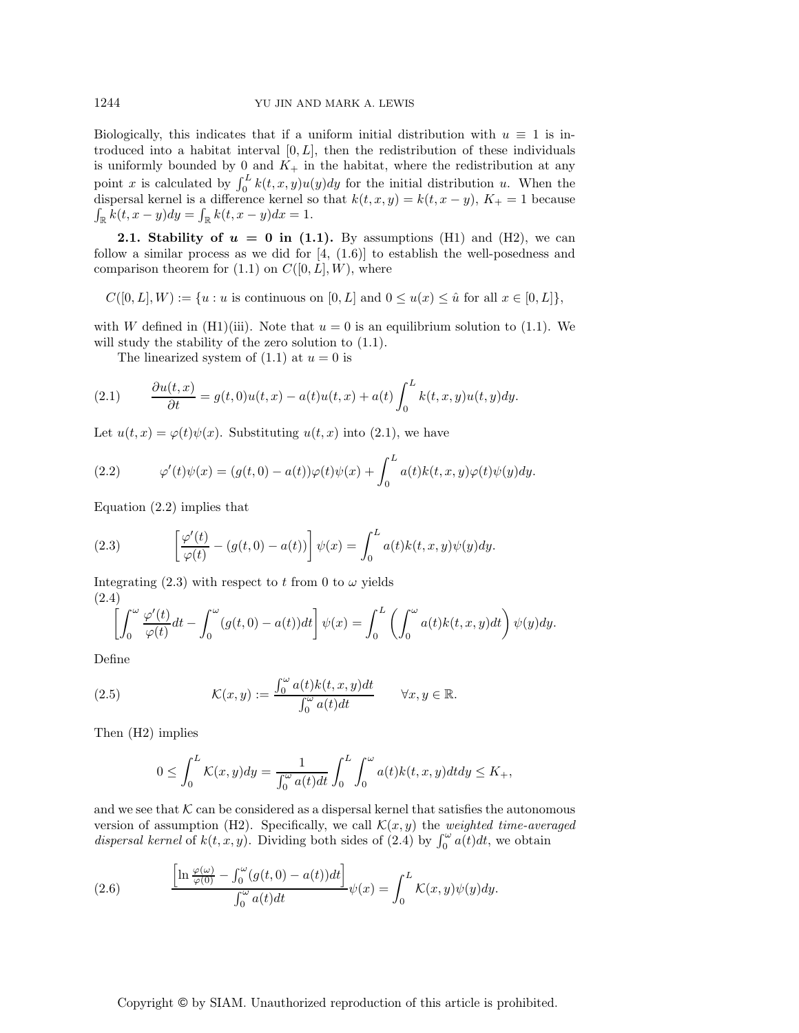Biologically, this indicates that if a uniform initial distribution with $u \equiv 1$ is introduced into a habitat interval $[0, L]$, then the redistribution of these individuals is uniformly bounded by 0 and $K_+$ in the habitat, where the redistribution at any point $x$ is calculated by $\int_0^L k(t, x, y)u(y)dy$ for the initial distribution $u$. When the dispersal kernel is a difference kernel so that $k(t, x, y) = k(t, x - y)$, $K_+ = 1$ because $\int_{\mathbb{R}} k(t, x - y)dy = \int_{\mathbb{R}} k(t, x - y)dx = 1$.

**2.1. Stability of $u = 0$ in (1.1).** By assumptions (H1) and (H2), we can follow a similar process as we did for [4, (1.6)] to establish the well-posedness and comparison theorem for (1.1) on $C([0, L], W)$, where

$$C([0, L], W) := \{u : u \text{ is continuous on } [0, L] \text{ and } 0 \le u(x) \le \hat{u} \text{ for all } x \in [0, L]\},$$

with $W$ defined in (H1)(iii). Note that $u = 0$ is an equilibrium solution to (1.1). We will study the stability of the zero solution to (1.1).

The linearized system of (1.1) at $u = 0$ is

$$\frac{\partial u(t, x)}{\partial t} = g(t, 0)u(t, x) - a(t)u(t, x) + a(t) \int_0^L k(t, x, y)u(t, y)dy. \tag{2.1}$$

Let $u(t, x) = \varphi(t)\psi(x)$. Substituting $u(t, x)$ into (2.1), we have

$$\varphi'(t)\psi(x) = (g(t, 0) - a(t))\varphi(t)\psi(x) + \int_0^L a(t)k(t, x, y)\varphi(t)\psi(y)dy. \tag{2.2}$$

Equation (2.2) implies that

$$\left[\frac{\varphi'(t)}{\varphi(t)} - (g(t, 0) - a(t))\right]\psi(x) = \int_0^L a(t)k(t, x, y)\psi(y)dy. \tag{2.3}$$

Integrating (2.3) with respect to $t$ from 0 to $\omega$ yields

$$\left[\int_0^\omega \frac{\varphi'(t)}{\varphi(t)}dt - \int_0^\omega (g(t, 0) - a(t))dt\right]\psi(x) = \int_0^L \left(\int_0^\omega a(t)k(t, x, y)dt\right)\psi(y)dy. \tag{2.4}$$

Define

$$\mathcal{K}(x, y) := \frac{\int_0^\omega a(t)k(t, x, y)dt}{\int_0^\omega a(t)dt} \qquad \forall x, y \in \mathbb{R}. \tag{2.5}$$

Then (H2) implies

$$0 \le \int_0^L \mathcal{K}(x, y)dy = \frac{1}{\int_0^\omega a(t)dt} \int_0^L \int_0^\omega a(t)k(t, x, y)dtdy \le K_+,$$

and we see that $\mathcal{K}$ can be considered as a dispersal kernel that satisfies the autonomous version of assumption (H2). Specifically, we call $\mathcal{K}(x, y)$ the *weighted time-averaged dispersal kernel* of $k(t, x, y)$. Dividing both sides of (2.4) by $\int_0^\omega a(t)dt$, we obtain

$$\frac{\left[\ln \frac{\varphi(\omega)}{\varphi(0)} - \int_0^\omega (g(t, 0) - a(t))dt\right]}{\int_0^\omega a(t)dt}\psi(x) = \int_0^L \mathcal{K}(x, y)\psi(y)dy. \tag{2.6}$$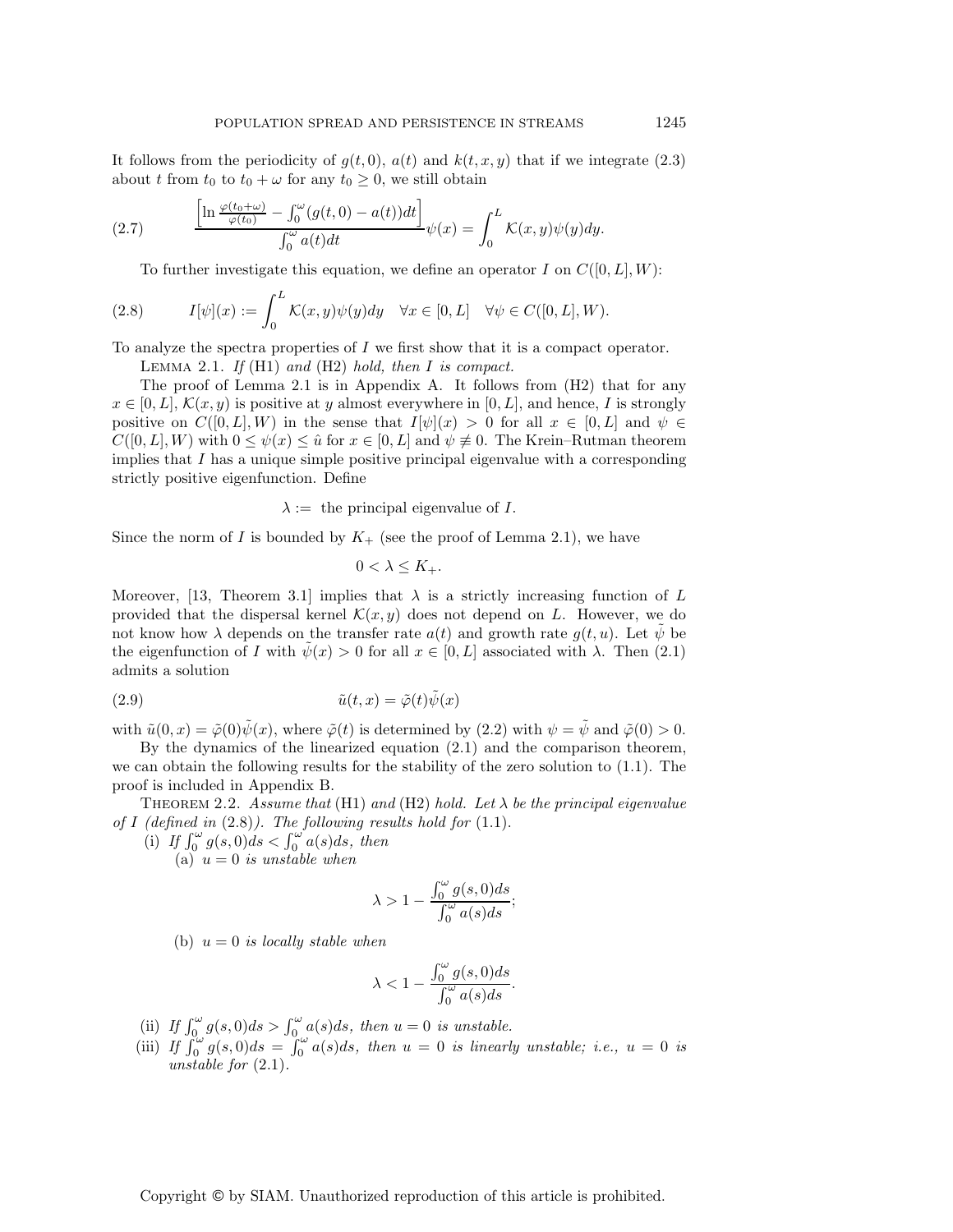It follows from the periodicity of $g(t, 0)$, $a(t)$ and $k(t, x, y)$ that if we integrate (2.3) about $t$ from $t_0$ to $t_0 + \omega$ for any $t_0 \geq 0$, we still obtain

$$\frac{\left[\ln \frac{\varphi(t_0+\omega)}{\varphi(t_0)} - \int_0^\omega (g(t,0) - a(t))dt\right]}{\int_0^\omega a(t)dt} \psi(x) = \int_0^L \mathcal{K}(x,y)\psi(y)dy. \tag{2.7}$$

To further investigate this equation, we define an operator $I$ on $C([0, L], W)$:

$$I[\psi](x) := \int_0^L \mathcal{K}(x,y)\psi(y)dy \quad \forall x \in [0, L] \quad \forall \psi \in C([0, L], W). \tag{2.8}$$

To analyze the spectra properties of $I$ we first show that it is a compact operator.

Lemma 2.1. *If* (H1) *and* (H2) *hold, then $I$ is compact.*

The proof of Lemma 2.1 is in Appendix A. It follows from (H2) that for any $x \in [0, L]$, $\mathcal{K}(x, y)$ is positive at $y$ almost everywhere in $[0, L]$, and hence, $I$ is strongly positive on $C([0, L], W)$ in the sense that $I[\psi](x) > 0$ for all $x \in [0, L]$ and $\psi \in C([0, L], W)$ with $0 \leq \psi(x) \leq \hat{u}$ for $x \in [0, L]$ and $\psi \not\equiv 0$. The Krein–Rutman theorem implies that $I$ has a unique simple positive principal eigenvalue with a corresponding strictly positive eigenfunction. Define

$$\lambda := \text{ the principal eigenvalue of } I.$$

Since the norm of $I$ is bounded by $K_+$ (see the proof of Lemma 2.1), we have

$$0 < \lambda \leq K_+.$$

Moreover, [13, Theorem 3.1] implies that $\lambda$ is a strictly increasing function of $L$ provided that the dispersal kernel $\mathcal{K}(x, y)$ does not depend on $L$. However, we do not know how $\lambda$ depends on the transfer rate $a(t)$ and growth rate $g(t, u)$. Let $\tilde{\psi}$ be the eigenfunction of $I$ with $\tilde{\psi}(x) > 0$ for all $x \in [0, L]$ associated with $\lambda$. Then (2.1) admits a solution

$$\tilde{u}(t, x) = \tilde{\varphi}(t)\tilde{\psi}(x) \tag{2.9}$$

with $\tilde{u}(0, x) = \tilde{\varphi}(0)\tilde{\psi}(x)$, where $\tilde{\varphi}(t)$ is determined by (2.2) with $\psi = \tilde{\psi}$ and $\tilde{\varphi}(0) > 0$.

By the dynamics of the linearized equation (2.1) and the comparison theorem, we can obtain the following results for the stability of the zero solution to (1.1). The proof is included in Appendix B.

Theorem 2.2. *Assume that* (H1) *and* (H2) *hold. Let $\lambda$ be the principal eigenvalue of $I$ (defined in* (2.8)*). The following results hold for* (1.1).

(i) *If $\int_0^\omega g(s, 0)ds < \int_0^\omega a(s)ds$, then*
  (a) *$u = 0$ is unstable when*

$$\lambda > 1 - \frac{\int_0^\omega g(s,0)ds}{\int_0^\omega a(s)ds};$$

  (b) *$u = 0$ is locally stable when*

$$\lambda < 1 - \frac{\int_0^\omega g(s,0)ds}{\int_0^\omega a(s)ds}.$$

(ii) *If $\int_0^\omega g(s, 0)ds > \int_0^\omega a(s)ds$, then $u = 0$ is unstable.*

(iii) *If $\int_0^\omega g(s, 0)ds = \int_0^\omega a(s)ds$, then $u = 0$ is linearly unstable; i.e., $u = 0$ is unstable for* (2.1).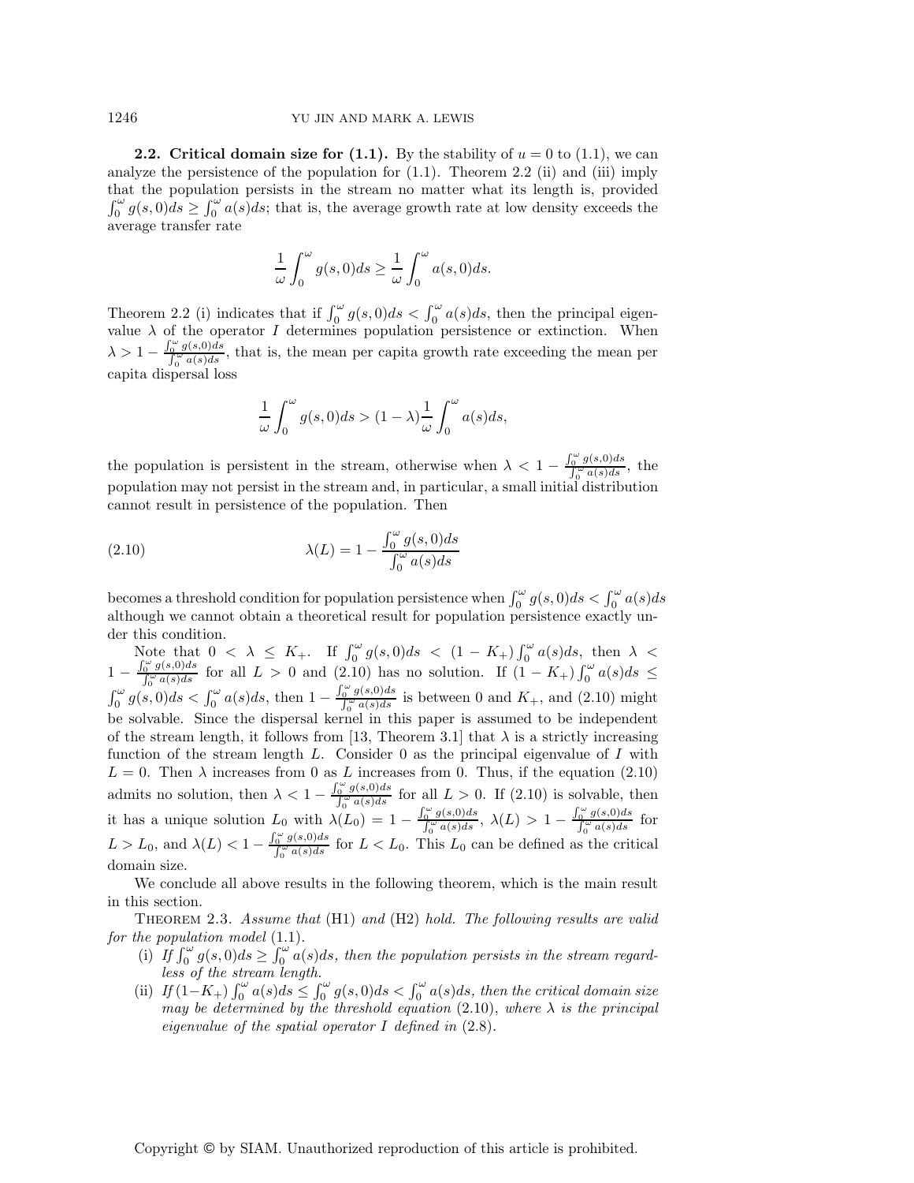**2.2. Critical domain size for (1.1).** By the stability of $u = 0$ to (1.1), we can analyze the persistence of the population for (1.1). Theorem 2.2 (ii) and (iii) imply that the population persists in the stream no matter what its length is, provided $\int_0^\omega g(s,0)ds \geq \int_0^\omega a(s)ds$; that is, the average growth rate at low density exceeds the average transfer rate

$$\frac{1}{\omega}\int_0^\omega g(s,0)ds \geq \frac{1}{\omega}\int_0^\omega a(s,0)ds.$$

Theorem 2.2 (i) indicates that if $\int_0^\omega g(s,0)ds < \int_0^\omega a(s)ds$, then the principal eigenvalue $\lambda$ of the operator $I$ determines population persistence or extinction. When $\lambda > 1 - \frac{\int_0^\omega g(s,0)ds}{\int_0^\omega a(s)ds}$, that is, the mean per capita growth rate exceeding the mean per capita dispersal loss

$$\frac{1}{\omega}\int_0^\omega g(s,0)ds > (1-\lambda)\frac{1}{\omega}\int_0^\omega a(s)ds,$$

the population is persistent in the stream, otherwise when $\lambda < 1 - \frac{\int_0^\omega g(s,0)ds}{\int_0^\omega a(s)ds}$, the population may not persist in the stream and, in particular, a small initial distribution cannot result in persistence of the population. Then

$$\lambda(L) = 1 - \frac{\int_0^\omega g(s,0)ds}{\int_0^\omega a(s)ds} \tag{2.10}$$

becomes a threshold condition for population persistence when $\int_0^\omega g(s,0)ds < \int_0^\omega a(s)ds$ although we cannot obtain a theoretical result for population persistence exactly under this condition.

Note that $0 < \lambda \leq K_+$. If $\int_0^\omega g(s,0)ds < (1-K_+)\int_0^\omega a(s)ds$, then $\lambda < 1 - \frac{\int_0^\omega g(s,0)ds}{\int_0^\omega a(s)ds}$ for all $L > 0$ and (2.10) has no solution. If $(1-K_+)\int_0^\omega a(s)ds \leq \int_0^\omega g(s,0)ds < \int_0^\omega a(s)ds$, then $1 - \frac{\int_0^\omega g(s,0)ds}{\int_0^\omega a(s)ds}$ is between 0 and $K_+$, and (2.10) might be solvable. Since the dispersal kernel in this paper is assumed to be independent of the stream length, it follows from [13, Theorem 3.1] that $\lambda$ is a strictly increasing function of the stream length $L$. Consider 0 as the principal eigenvalue of $I$ with $L = 0$. Then $\lambda$ increases from 0 as $L$ increases from 0. Thus, if the equation (2.10) admits no solution, then $\lambda < 1 - \frac{\int_0^\omega g(s,0)ds}{\int_0^\omega a(s)ds}$ for all $L > 0$. If (2.10) is solvable, then it has a unique solution $L_0$ with $\lambda(L_0) = 1 - \frac{\int_0^\omega g(s,0)ds}{\int_0^\omega a(s)ds}$, $\lambda(L) > 1 - \frac{\int_0^\omega g(s,0)ds}{\int_0^\omega a(s)ds}$ for $L > L_0$, and $\lambda(L) < 1 - \frac{\int_0^\omega g(s,0)ds}{\int_0^\omega a(s)ds}$ for $L < L_0$. This $L_0$ can be defined as the critical domain size.

We conclude all above results in the following theorem, which is the main result in this section.

Theorem 2.3. *Assume that* (H1) *and* (H2) *hold. The following results are valid for the population model* (1.1).

(i) *If $\int_0^\omega g(s,0)ds \geq \int_0^\omega a(s)ds$, then the population persists in the stream regardless of the stream length.*

(ii) *If $(1-K_+)\int_0^\omega a(s)ds \leq \int_0^\omega g(s,0)ds < \int_0^\omega a(s)ds$, then the critical domain size may be determined by the threshold equation* (2.10)*, where $\lambda$ is the principal eigenvalue of the spatial operator $I$ defined in* (2.8).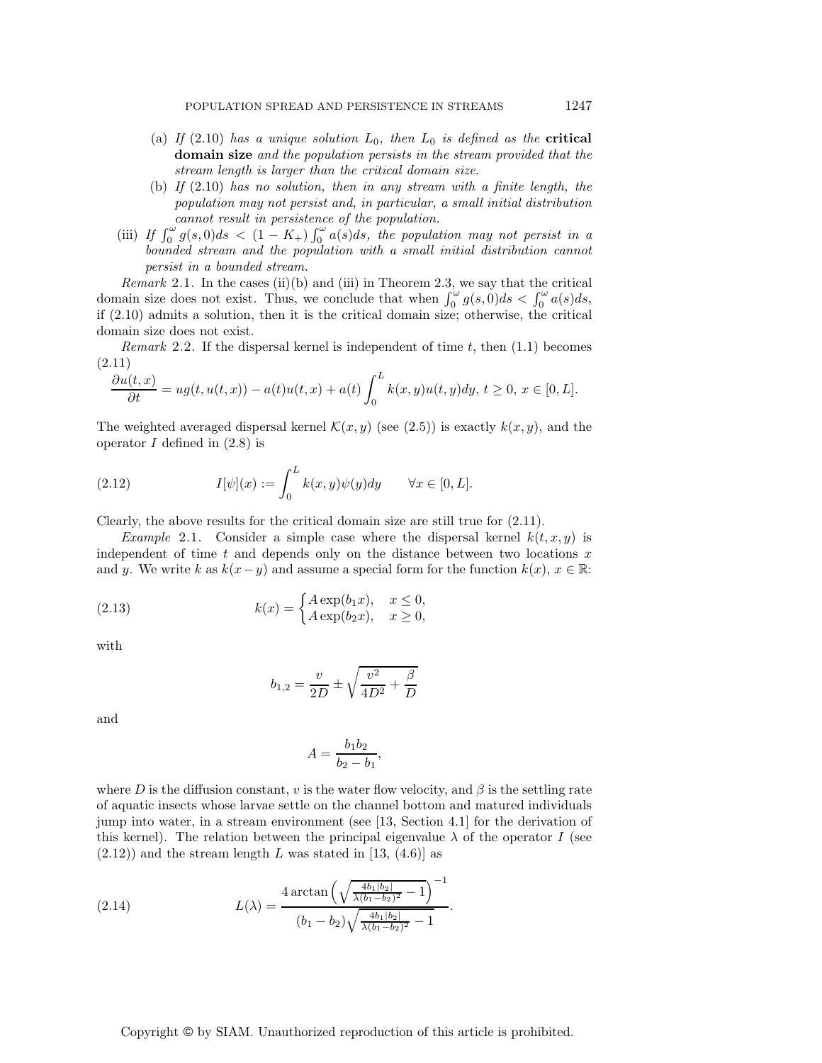(a) *If (2.10) has a unique solution $L_0$, then $L_0$ is defined as the* **critical domain size** *and the population persists in the stream provided that the stream length is larger than the critical domain size.*

(b) *If (2.10) has no solution, then in any stream with a finite length, the population may not persist and, in particular, a small initial distribution cannot result in persistence of the population.*

(iii) *If $\int_0^\omega g(s,0)ds < (1-K_+)\int_0^\omega a(s)ds$, the population may not persist in a bounded stream and the population with a small initial distribution cannot persist in a bounded stream.*

*Remark* 2.1. In the cases (ii)(b) and (iii) in Theorem 2.3, we say that the critical domain size does not exist. Thus, we conclude that when $\int_0^\omega g(s,0)ds < \int_0^\omega a(s)ds$, if (2.10) admits a solution, then it is the critical domain size; otherwise, the critical domain size does not exist.

*Remark* 2.2. If the dispersal kernel is independent of time $t$, then (1.1) becomes (2.11)

$$\frac{\partial u(t,x)}{\partial t} = ug(t,u(t,x)) - a(t)u(t,x) + a(t)\int_0^L k(x,y)u(t,y)dy,\ t \geq 0,\ x \in [0,L].$$

The weighted averaged dispersal kernel $\mathcal{K}(x,y)$ (see (2.5)) is exactly $k(x,y)$, and the operator $I$ defined in (2.8) is

$$I[\psi](x) := \int_0^L k(x,y)\psi(y)dy \qquad \forall x \in [0,L]. \tag{2.12}$$

Clearly, the above results for the critical domain size are still true for (2.11).

*Example* 2.1. Consider a simple case where the dispersal kernel $k(t,x,y)$ is independent of time $t$ and depends only on the distance between two locations $x$ and $y$. We write $k$ as $k(x-y)$ and assume a special form for the function $k(x)$, $x \in \mathbb{R}$:

$$k(x) = \begin{cases} A\exp(b_1 x), & x \leq 0, \\ A\exp(b_2 x), & x \geq 0, \end{cases} \tag{2.13}$$

with

$$b_{1,2} = \frac{v}{2D} \pm \sqrt{\frac{v^2}{4D^2} + \frac{\beta}{D}}$$

and

$$A = \frac{b_1 b_2}{b_2 - b_1},$$

where $D$ is the diffusion constant, $v$ is the water flow velocity, and $\beta$ is the settling rate of aquatic insects whose larvae settle on the channel bottom and matured individuals jump into water, in a stream environment (see [13, Section 4.1] for the derivation of this kernel). The relation between the principal eigenvalue $\lambda$ of the operator $I$ (see (2.12)) and the stream length $L$ was stated in [13, (4.6)] as

$$L(\lambda) = \frac{4\arctan\left(\sqrt{\frac{4b_1|b_2|}{\lambda(b_1-b_2)^2} - 1}\right)^{-1}}{(b_1-b_2)\sqrt{\frac{4b_1|b_2|}{\lambda(b_1-b_2)^2} - 1}}. \tag{2.14}$$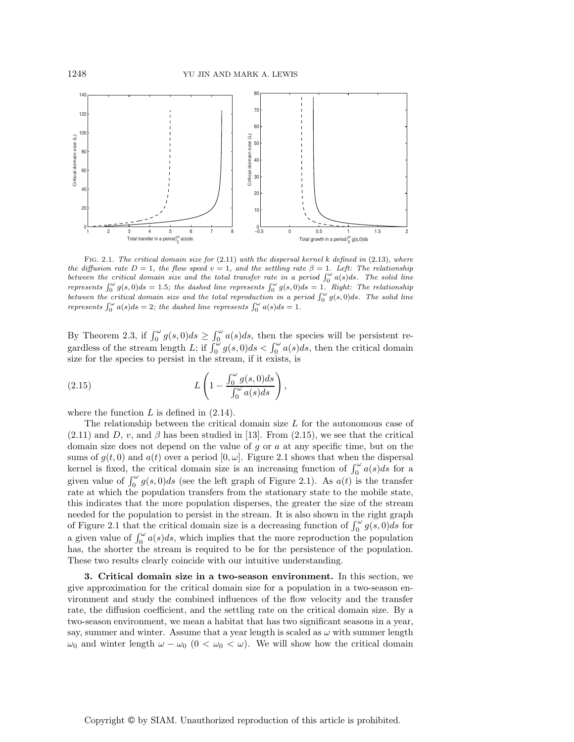Critical domain size (L)

140
120
100
80
60
40
20
0

1 2 3 4 5 6 7 8

Total transfer in a period $\int_0^{\omega} a(s)ds$

Critical domain size (L)

80
70
60
50
40
30
20
10
0

−0.5 0 0.5 1 1.5 2

Total growth in a period $\int_0^{\omega} g(s,0)ds$

Fig. 2.1. *The critical domain size for* (2.11) *with the dispersal kernel* $k$ *defined in* (2.13)*, where the diffusion rate* $D = 1$*, the flow speed* $v = 1$*, and the settling rate* $\beta = 1$*. Left: The relationship between the critical domain size and the total transfer rate in a period* $\int_0^{\omega} a(s)ds$*. The solid line represents* $\int_0^{\omega} g(s,0)ds = 1.5$*; the dashed line represents* $\int_0^{\omega} g(s,0)ds = 1$*. Right: The relationship between the critical domain size and the total reproduction in a period* $\int_0^{\omega} g(s,0)ds$*. The solid line represents* $\int_0^{\omega} a(s)ds = 2$*; the dashed line represents* $\int_0^{\omega} a(s)ds = 1$*.*

By Theorem 2.3, if $\int_0^{\omega} g(s,0)ds \geq \int_0^{\omega} a(s)ds$, then the species will be persistent regardless of the stream length $L$; if $\int_0^{\omega} g(s,0)ds < \int_0^{\omega} a(s)ds$, then the critical domain size for the species to persist in the stream, if it exists, is

$$L\left(1 - \frac{\int_0^{\omega} g(s,0)ds}{\int_0^{\omega} a(s)ds}\right), \tag{2.15}$$

where the function $L$ is defined in (2.14).

The relationship between the critical domain size $L$ for the autonomous case of (2.11) and $D$, $v$, and $\beta$ has been studied in [13]. From (2.15), we see that the critical domain size does not depend on the value of $g$ or $a$ at any specific time, but on the sums of $g(t,0)$ and $a(t)$ over a period $[0,\omega]$. Figure 2.1 shows that when the dispersal kernel is fixed, the critical domain size is an increasing function of $\int_0^{\omega} a(s)ds$ for a given value of $\int_0^{\omega} g(s,0)ds$ (see the left graph of Figure 2.1). As $a(t)$ is the transfer rate at which the population transfers from the stationary state to the mobile state, this indicates that the more population disperses, the greater the size of the stream needed for the population to persist in the stream. It is also shown in the right graph of Figure 2.1 that the critical domain size is a decreasing function of $\int_0^{\omega} g(s,0)ds$ for a given value of $\int_0^{\omega} a(s)ds$, which implies that the more reproduction the population has, the shorter the stream is required to be for the persistence of the population. These two results clearly coincide with our intuitive understanding.

## 3. Critical domain size in a two-season environment.

In this section, we give approximation for the critical domain size for a population in a two-season environment and study the combined influences of the flow velocity and the transfer rate, the diffusion coefficient, and the settling rate on the critical domain size. By a two-season environment, we mean a habitat that has two significant seasons in a year, say, summer and winter. Assume that a year length is scaled as $\omega$ with summer length $\omega_0$ and winter length $\omega - \omega_0$ ($0 < \omega_0 < \omega$). We will show how the critical domain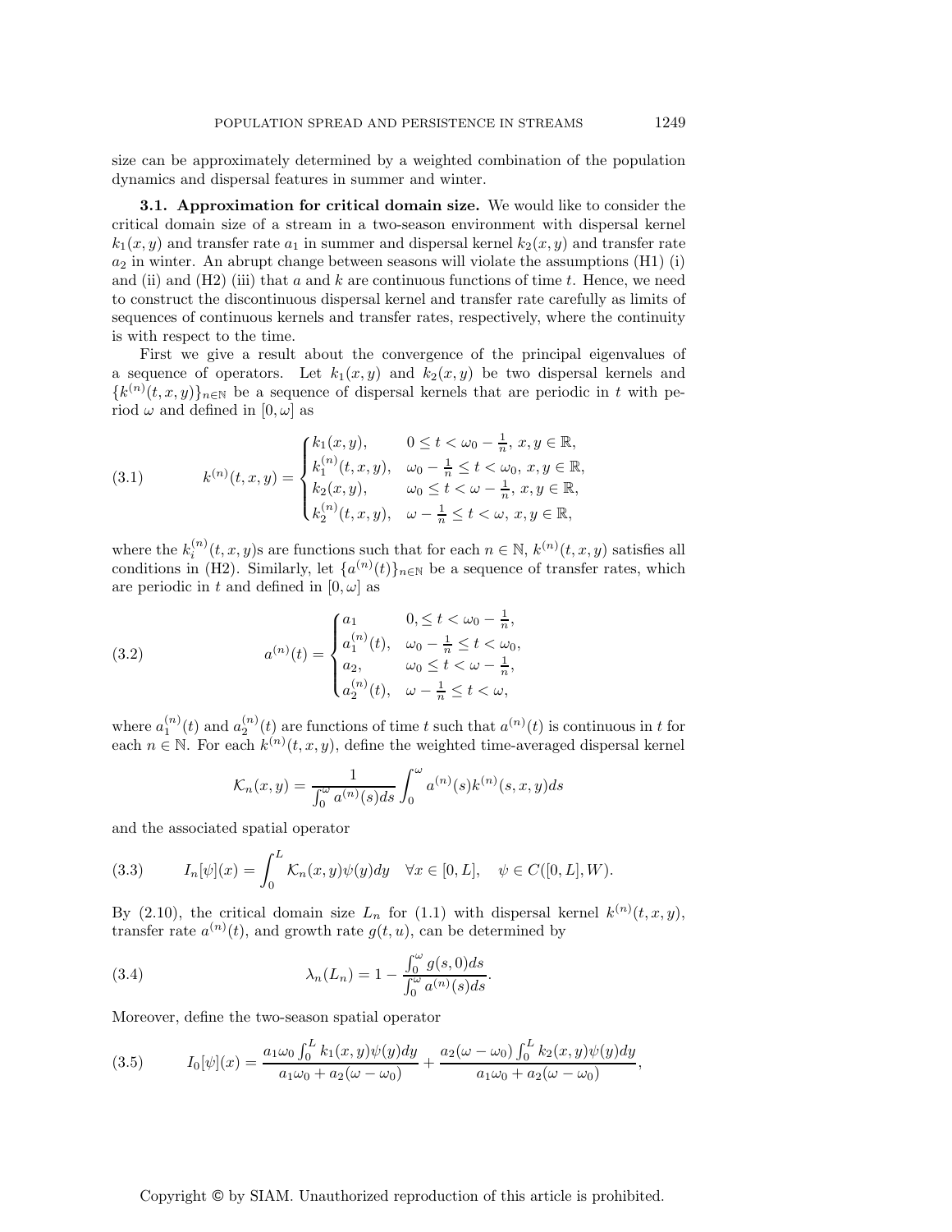size can be approximately determined by a weighted combination of the population dynamics and dispersal features in summer and winter.

### 3.1. Approximation for critical domain size.

We would like to consider the critical domain size of a stream in a two-season environment with dispersal kernel $k_1(x,y)$ and transfer rate $a_1$ in summer and dispersal kernel $k_2(x,y)$ and transfer rate $a_2$ in winter. An abrupt change between seasons will violate the assumptions (H1) (i) and (ii) and (H2) (iii) that $a$ and $k$ are continuous functions of time $t$. Hence, we need to construct the discontinuous dispersal kernel and transfer rate carefully as limits of sequences of continuous kernels and transfer rates, respectively, where the continuity is with respect to the time.

First we give a result about the convergence of the principal eigenvalues of a sequence of operators. Let $k_1(x,y)$ and $k_2(x,y)$ be two dispersal kernels and $\{k^{(n)}(t,x,y)\}_{n\in\mathbb{N}}$ be a sequence of dispersal kernels that are periodic in $t$ with period $\omega$ and defined in $[0,\omega]$ as

$$
k^{(n)}(t,x,y) = \begin{cases} k_1(x,y), & 0 \le t < \omega_0 - \frac{1}{n},\ x,y \in \mathbb{R}, \\ k_1^{(n)}(t,x,y), & \omega_0 - \frac{1}{n} \le t < \omega_0,\ x,y \in \mathbb{R}, \\ k_2(x,y), & \omega_0 \le t < \omega - \frac{1}{n},\ x,y \in \mathbb{R}, \\ k_2^{(n)}(t,x,y), & \omega - \frac{1}{n} \le t < \omega,\ x,y \in \mathbb{R}, \end{cases} \tag{3.1}
$$

where the $k_i^{(n)}(t,x,y)$s are functions such that for each $n \in \mathbb{N}$, $k^{(n)}(t,x,y)$ satisfies all conditions in (H2). Similarly, let $\{a^{(n)}(t)\}_{n\in\mathbb{N}}$ be a sequence of transfer rates, which are periodic in $t$ and defined in $[0,\omega]$ as

$$
a^{(n)}(t) = \begin{cases} a_1 & 0, \le t < \omega_0 - \frac{1}{n}, \\ a_1^{(n)}(t), & \omega_0 - \frac{1}{n} \le t < \omega_0, \\ a_2, & \omega_0 \le t < \omega - \frac{1}{n}, \\ a_2^{(n)}(t), & \omega - \frac{1}{n} \le t < \omega, \end{cases} \tag{3.2}
$$

where $a_1^{(n)}(t)$ and $a_2^{(n)}(t)$ are functions of time $t$ such that $a^{(n)}(t)$ is continuous in $t$ for each $n \in \mathbb{N}$. For each $k^{(n)}(t,x,y)$, define the weighted time-averaged dispersal kernel

$$
\mathcal{K}_n(x,y) = \frac{1}{\int_0^\omega a^{(n)}(s)ds} \int_0^\omega a^{(n)}(s) k^{(n)}(s,x,y) ds
$$

and the associated spatial operator

$$
I_n[\psi](x) = \int_0^L \mathcal{K}_n(x,y)\psi(y)dy \quad \forall x \in [0,L], \quad \psi \in C([0,L],W). \tag{3.3}
$$

By (2.10), the critical domain size $L_n$ for (1.1) with dispersal kernel $k^{(n)}(t,x,y)$, transfer rate $a^{(n)}(t)$, and growth rate $g(t,u)$, can be determined by

$$
\lambda_n(L_n) = 1 - \frac{\int_0^\omega g(s,0)ds}{\int_0^\omega a^{(n)}(s)ds}. \tag{3.4}
$$

Moreover, define the two-season spatial operator

$$
I_0[\psi](x) = \frac{a_1\omega_0 \int_0^L k_1(x,y)\psi(y)dy}{a_1\omega_0 + a_2(\omega-\omega_0)} + \frac{a_2(\omega-\omega_0)\int_0^L k_2(x,y)\psi(y)dy}{a_1\omega_0 + a_2(\omega-\omega_0)}, \tag{3.5}
$$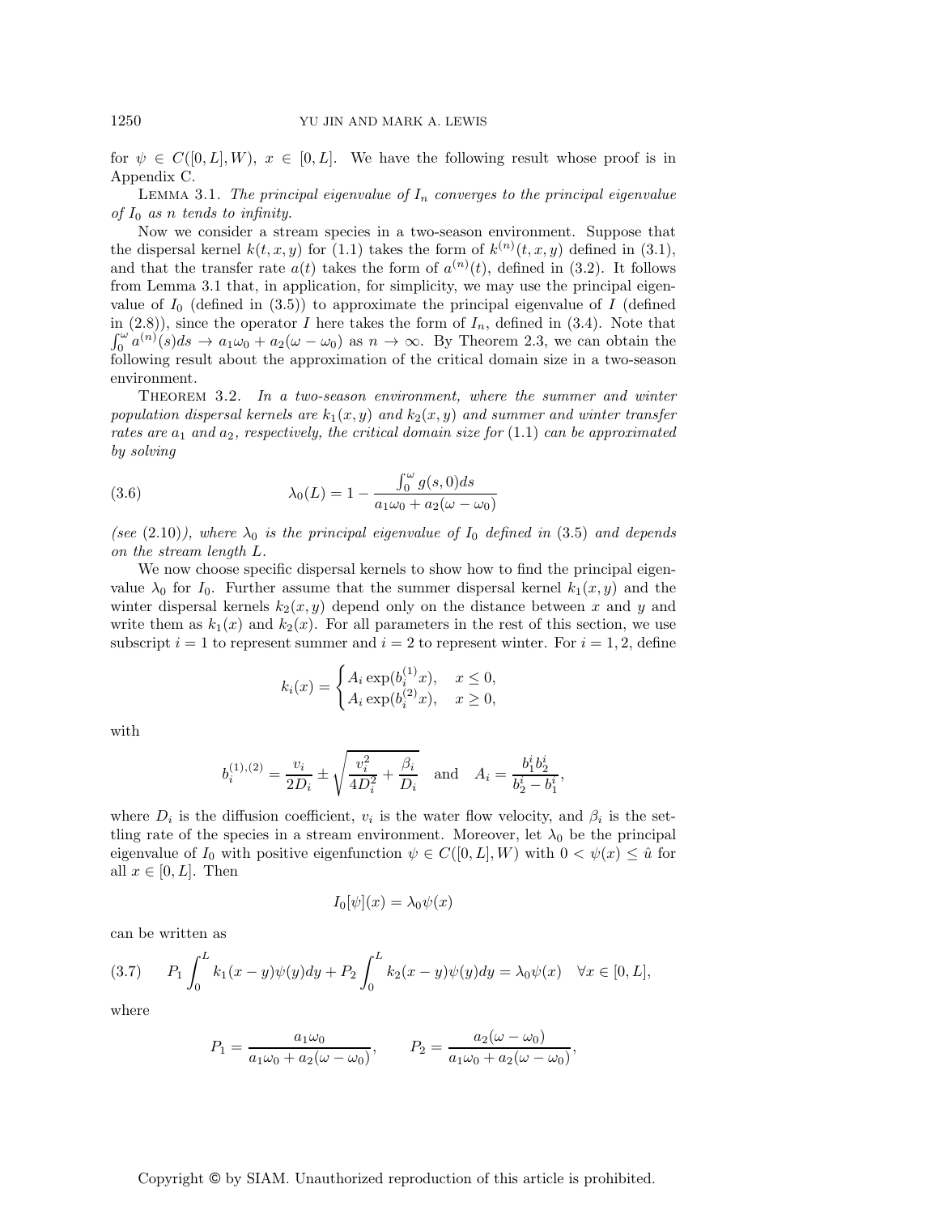for $\psi \in C([0,L],W)$, $x \in [0,L]$. We have the following result whose proof is in Appendix C.

Lemma 3.1. *The principal eigenvalue of $I_n$ converges to the principal eigenvalue of $I_0$ as $n$ tends to infinity.*

Now we consider a stream species in a two-season environment. Suppose that the dispersal kernel $k(t,x,y)$ for (1.1) takes the form of $k^{(n)}(t,x,y)$ defined in (3.1), and that the transfer rate $a(t)$ takes the form of $a^{(n)}(t)$, defined in (3.2). It follows from Lemma 3.1 that, in application, for simplicity, we may use the principal eigenvalue of $I_0$ (defined in (3.5)) to approximate the principal eigenvalue of $I$ (defined in (2.8)), since the operator $I$ here takes the form of $I_n$, defined in (3.4). Note that $\int_0^\omega a^{(n)}(s)ds \to a_1\omega_0 + a_2(\omega - \omega_0)$ as $n \to \infty$. By Theorem 2.3, we can obtain the following result about the approximation of the critical domain size in a two-season environment.

Theorem 3.2. *In a two-season environment, where the summer and winter population dispersal kernels are $k_1(x,y)$ and $k_2(x,y)$ and summer and winter transfer rates are $a_1$ and $a_2$, respectively, the critical domain size for* (1.1) *can be approximated by solving*

$$\lambda_0(L) = 1 - \frac{\int_0^\omega g(s,0)ds}{a_1\omega_0 + a_2(\omega - \omega_0)} \tag{3.6}$$

*(see* (2.10)*), where $\lambda_0$ is the principal eigenvalue of $I_0$ defined in* (3.5) *and depends on the stream length $L$.*

We now choose specific dispersal kernels to show how to find the principal eigenvalue $\lambda_0$ for $I_0$. Further assume that the summer dispersal kernel $k_1(x,y)$ and the winter dispersal kernels $k_2(x,y)$ depend only on the distance between $x$ and $y$ and write them as $k_1(x)$ and $k_2(x)$. For all parameters in the rest of this section, we use subscript $i=1$ to represent summer and $i=2$ to represent winter. For $i=1,2$, define

$$k_i(x) = \begin{cases} A_i \exp(b_i^{(1)}x), & x \le 0, \\ A_i \exp(b_i^{(2)}x), & x \ge 0, \end{cases}$$

with

$$b_i^{(1),(2)} = \frac{v_i}{2D_i} \pm \sqrt{\frac{v_i^2}{4D_i^2} + \frac{\beta_i}{D_i}} \quad \text{and} \quad A_i = \frac{b_1^i b_2^i}{b_2^i - b_1^i},$$

where $D_i$ is the diffusion coefficient, $v_i$ is the water flow velocity, and $\beta_i$ is the settling rate of the species in a stream environment. Moreover, let $\lambda_0$ be the principal eigenvalue of $I_0$ with positive eigenfunction $\psi \in C([0,L],W)$ with $0 < \psi(x) \le \hat{u}$ for all $x \in [0,L]$. Then

$$I_0[\psi](x) = \lambda_0 \psi(x)$$

can be written as

$$P_1 \int_0^L k_1(x-y)\psi(y)dy + P_2 \int_0^L k_2(x-y)\psi(y)dy = \lambda_0 \psi(x) \quad \forall x \in [0,L], \tag{3.7}$$

where

$$P_1 = \frac{a_1\omega_0}{a_1\omega_0 + a_2(\omega-\omega_0)}, \qquad P_2 = \frac{a_2(\omega-\omega_0)}{a_1\omega_0 + a_2(\omega-\omega_0)},$$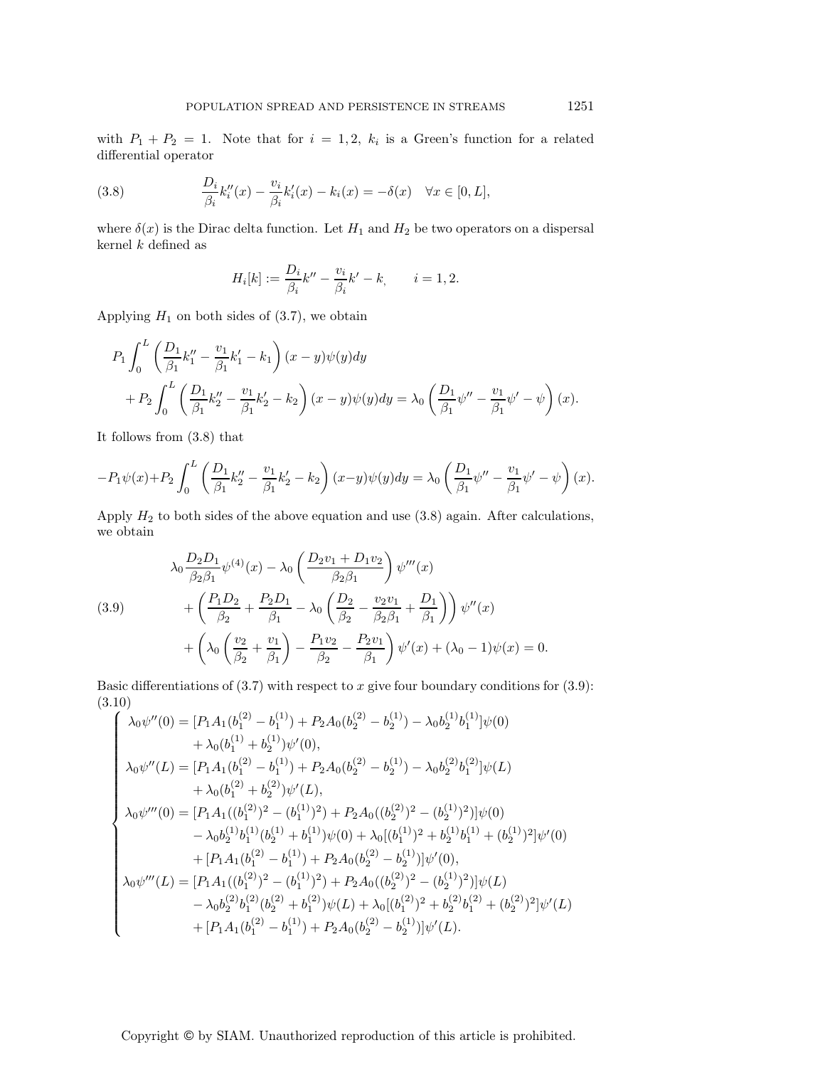with $P_1 + P_2 = 1$. Note that for $i = 1, 2$, $k_i$ is a Green's function for a related differential operator

$$
\frac{D_i}{\beta_i} k_i''(x) - \frac{v_i}{\beta_i} k_i'(x) - k_i(x) = -\delta(x) \quad \forall x \in [0, L], \tag{3.8}
$$

where $\delta(x)$ is the Dirac delta function. Let $H_1$ and $H_2$ be two operators on a dispersal kernel $k$ defined as

$$
H_i[k] := \frac{D_i}{\beta_i} k'' - \frac{v_i}{\beta_i} k' - k, \qquad i = 1, 2.
$$

Applying $H_1$ on both sides of (3.7), we obtain

$$
\begin{aligned}
&P_1 \int_0^L \left( \frac{D_1}{\beta_1} k_1'' - \frac{v_1}{\beta_1} k_1' - k_1 \right)(x - y)\psi(y)dy \\
&\quad + P_2 \int_0^L \left( \frac{D_1}{\beta_1} k_2'' - \frac{v_1}{\beta_1} k_2' - k_2 \right)(x - y)\psi(y)dy = \lambda_0 \left( \frac{D_1}{\beta_1}\psi'' - \frac{v_1}{\beta_1}\psi' - \psi \right)(x).
\end{aligned}
$$

It follows from (3.8) that

$$
-P_1\psi(x) + P_2 \int_0^L \left( \frac{D_1}{\beta_1} k_2'' - \frac{v_1}{\beta_1} k_2' - k_2 \right)(x - y)\psi(y)dy = \lambda_0 \left( \frac{D_1}{\beta_1}\psi'' - \frac{v_1}{\beta_1}\psi' - \psi \right)(x).
$$

Apply $H_2$ to both sides of the above equation and use (3.8) again. After calculations, we obtain

$$
\begin{aligned}
&\lambda_0 \frac{D_2 D_1}{\beta_2 \beta_1}\psi^{(4)}(x) - \lambda_0 \left( \frac{D_2 v_1 + D_1 v_2}{\beta_2 \beta_1} \right)\psi'''(x) \\
&\quad + \left( \frac{P_1 D_2}{\beta_2} + \frac{P_2 D_1}{\beta_1} - \lambda_0 \left( \frac{D_2}{\beta_2} - \frac{v_2 v_1}{\beta_2 \beta_1} + \frac{D_1}{\beta_1} \right) \right)\psi''(x) \\
&\quad + \left( \lambda_0 \left( \frac{v_2}{\beta_2} + \frac{v_1}{\beta_1} \right) - \frac{P_1 v_2}{\beta_2} - \frac{P_2 v_1}{\beta_1} \right)\psi'(x) + (\lambda_0 - 1)\psi(x) = 0.
\end{aligned} \tag{3.9}
$$

Basic differentiations of (3.7) with respect to $x$ give four boundary conditions for (3.9):

$$
\left\{
\begin{aligned}
\lambda_0\psi''(0) &= [P_1 A_1 (b_1^{(2)} - b_1^{(1)}) + P_2 A_0 (b_2^{(2)} - b_2^{(1)}) - \lambda_0 b_2^{(1)} b_1^{(1)}]\psi(0) \\
&\quad + \lambda_0 (b_1^{(1)} + b_2^{(1)})\psi'(0), \\
\lambda_0\psi''(L) &= [P_1 A_1 (b_1^{(2)} - b_1^{(1)}) + P_2 A_0 (b_2^{(2)} - b_2^{(1)}) - \lambda_0 b_2^{(2)} b_1^{(2)}]\psi(L) \\
&\quad + \lambda_0 (b_1^{(2)} + b_2^{(2)})\psi'(L), \\
\lambda_0\psi'''(0) &= [P_1 A_1 ((b_1^{(2)})^2 - (b_1^{(1)})^2) + P_2 A_0 ((b_2^{(2)})^2 - (b_2^{(1)})^2)]\psi(0) \\
&\quad - \lambda_0 b_2^{(1)} b_1^{(1)} (b_2^{(1)} + b_1^{(1)})\psi(0) + \lambda_0 [(b_1^{(1)})^2 + b_2^{(1)} b_1^{(1)} + (b_2^{(1)})^2]\psi'(0) \\
&\quad + [P_1 A_1 (b_1^{(2)} - b_1^{(1)}) + P_2 A_0 (b_2^{(2)} - b_2^{(1)})]\psi'(0), \\
\lambda_0\psi'''(L) &= [P_1 A_1 ((b_1^{(2)})^2 - (b_1^{(1)})^2) + P_2 A_0 ((b_2^{(2)})^2 - (b_2^{(1)})^2)]\psi(L) \\
&\quad - \lambda_0 b_2^{(2)} b_1^{(2)} (b_2^{(2)} + b_1^{(2)})\psi(L) + \lambda_0 [(b_1^{(2)})^2 + b_2^{(2)} b_1^{(2)} + (b_2^{(2)})^2]\psi'(L) \\
&\quad + [P_1 A_1 (b_1^{(2)} - b_1^{(1)}) + P_2 A_0 (b_2^{(2)} - b_2^{(1)})]\psi'(L).
\end{aligned}
\right. \tag{3.10}
$$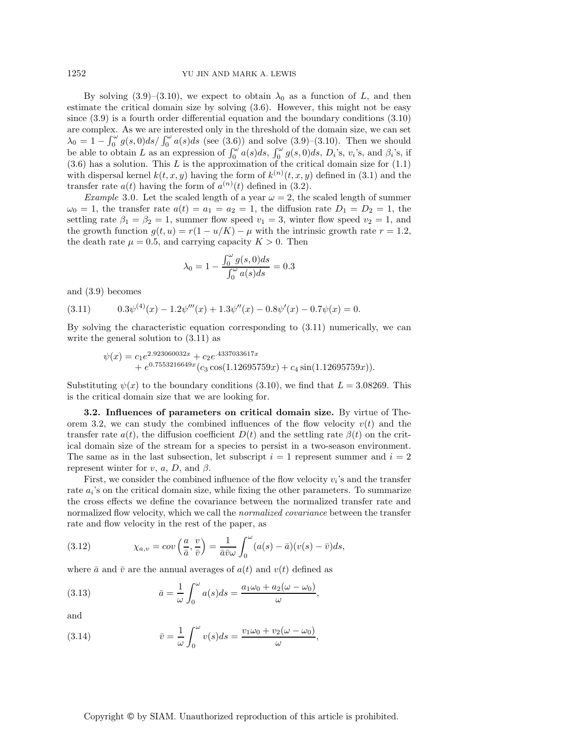By solving (3.9)–(3.10), we expect to obtain $\lambda_0$ as a function of $L$, and then estimate the critical domain size by solving (3.6). However, this might not be easy since (3.9) is a fourth order differential equation and the boundary conditions (3.10) are complex. As we are interested only in the threshold of the domain size, we can set $\lambda_0 = 1 - \int_0^\omega g(s,0)ds / \int_0^\omega a(s)ds$ (see (3.6)) and solve (3.9)–(3.10). Then we should be able to obtain $L$ as an expression of $\int_0^\omega a(s)ds$, $\int_0^\omega g(s,0)ds$, $D_i$'s, $v_i$'s, and $\beta_i$'s, if (3.6) has a solution. This $L$ is the approximation of the critical domain size for (1.1) with dispersal kernel $k(t,x,y)$ having the form of $k^{(n)}(t,x,y)$ defined in (3.1) and the transfer rate $a(t)$ having the form of $a^{(n)}(t)$ defined in (3.2).

*Example* 3.0. Let the scaled length of a year $\omega = 2$, the scaled length of summer $\omega_0 = 1$, the transfer rate $a(t) = a_1 = a_2 = 1$, the diffusion rate $D_1 = D_2 = 1$, the settling rate $\beta_1 = \beta_2 = 1$, summer flow speed $v_1 = 3$, winter flow speed $v_2 = 1$, and the growth function $g(t,u) = r(1 - u/K) - \mu$ with the intrinsic growth rate $r = 1.2$, the death rate $\mu = 0.5$, and carrying capacity $K > 0$. Then

$$\lambda_0 = 1 - \frac{\int_0^\omega g(s,0)ds}{\int_0^\omega a(s)ds} = 0.3$$

and (3.9) becomes

$$0.3\psi^{(4)}(x) - 1.2\psi'''(x) + 1.3\psi''(x) - 0.8\psi'(x) - 0.7\psi(x) = 0. \tag{3.11}$$

By solving the characteristic equation corresponding to (3.11) numerically, we can write the general solution to (3.11) as

$$\begin{aligned}\psi(x) = {} & c_1 e^{2.923060032x} + c_2 e^{.4337033617x} \\ & + e^{0.7553216649x}(c_3 \cos(1.12695759x) + c_4 \sin(1.12695759x)).\end{aligned}$$

Substituting $\psi(x)$ to the boundary conditions (3.10), we find that $L = 3.08269$. This is the critical domain size that we are looking for.

**3.2. Influences of parameters on critical domain size.** By virtue of Theorem 3.2, we can study the combined influences of the flow velocity $v(t)$ and the transfer rate $a(t)$, the diffusion coefficient $D(t)$ and the settling rate $\beta(t)$ on the critical domain size of the stream for a species to persist in a two-season environment. The same as in the last subsection, let subscript $i = 1$ represent summer and $i = 2$ represent winter for $v$, $a$, $D$, and $\beta$.

First, we consider the combined influence of the flow velocity $v_i$'s and the transfer rate $a_i$'s on the critical domain size, while fixing the other parameters. To summarize the cross effects we define the covariance between the normalized transfer rate and normalized flow velocity, which we call the *normalized covariance* between the transfer rate and flow velocity in the rest of the paper, as

$$\chi_{a,v} = cov\left(\frac{a}{\bar{a}}, \frac{v}{\bar{v}}\right) = \frac{1}{\bar{a}\bar{v}\omega}\int_0^\omega (a(s) - \bar{a})(v(s) - \bar{v})ds, \tag{3.12}$$

where $\bar{a}$ and $\bar{v}$ are the annual averages of $a(t)$ and $v(t)$ defined as

$$\bar{a} = \frac{1}{\omega}\int_0^\omega a(s)ds = \frac{a_1\omega_0 + a_2(\omega - \omega_0)}{\omega}, \tag{3.13}$$

and

$$\bar{v} = \frac{1}{\omega}\int_0^\omega v(s)ds = \frac{v_1\omega_0 + v_2(\omega - \omega_0)}{\omega}, \tag{3.14}$$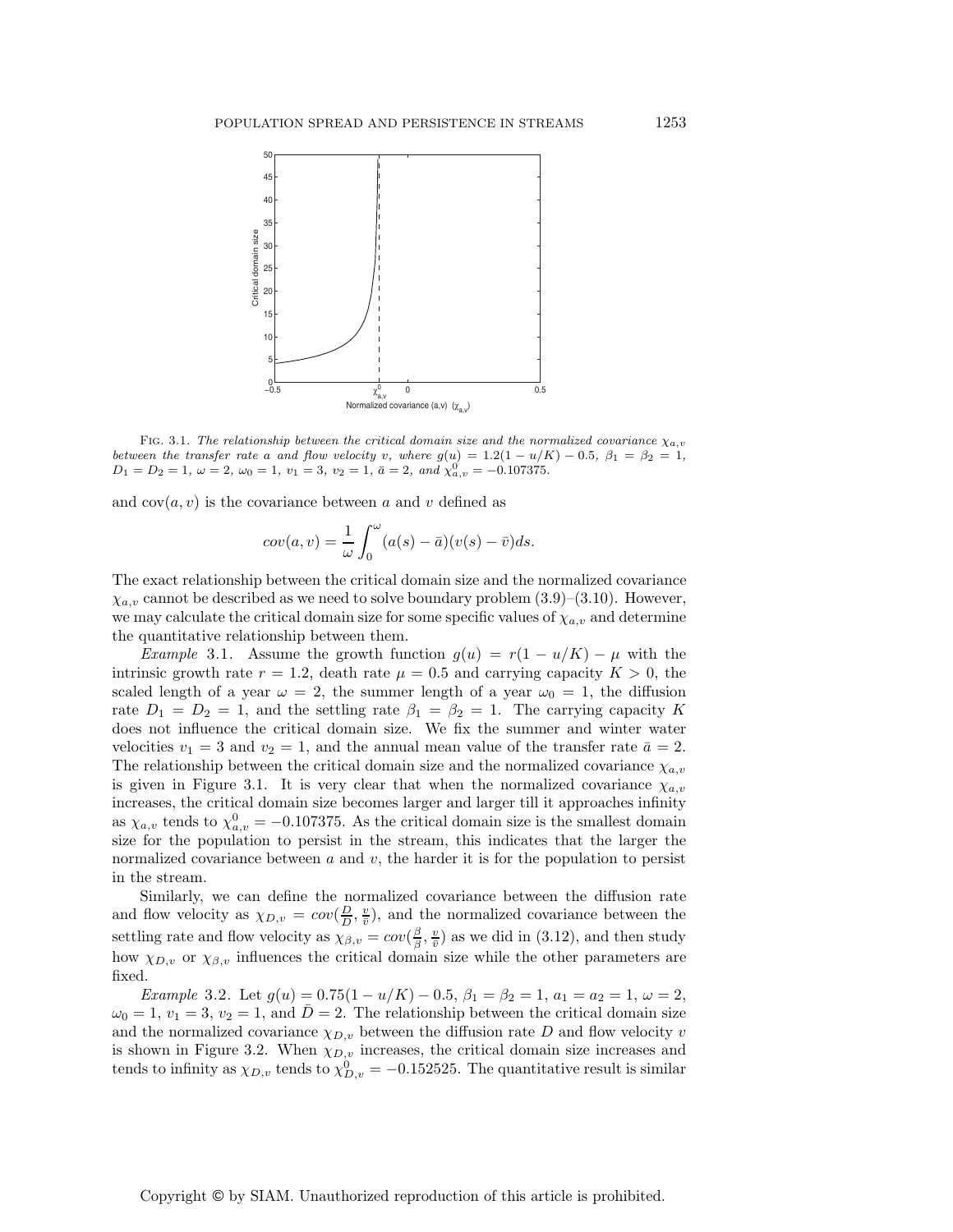FIG. 3.1. *The relationship between the critical domain size and the normalized covariance $\chi_{a,v}$ between the transfer rate $a$ and flow velocity $v$, where $g(u) = 1.2(1 - u/K) - 0.5$, $\beta_1 = \beta_2 = 1$, $D_1 = D_2 = 1$, $\omega = 2$, $\omega_0 = 1$, $v_1 = 3$, $v_2 = 1$, $\bar{a} = 2$, and $\chi^0_{a,v} = -0.107375$.*

and $\text{cov}(a, v)$ is the covariance between $a$ and $v$ defined as

$$cov(a, v) = \frac{1}{\omega} \int_0^\omega (a(s) - \bar{a})(v(s) - \bar{v})ds.$$

The exact relationship between the critical domain size and the normalized covariance $\chi_{a,v}$ cannot be described as we need to solve boundary problem (3.9)–(3.10). However, we may calculate the critical domain size for some specific values of $\chi_{a,v}$ and determine the quantitative relationship between them.

*Example* 3.1. Assume the growth function $g(u) = r(1 - u/K) - \mu$ with the intrinsic growth rate $r = 1.2$, death rate $\mu = 0.5$ and carrying capacity $K > 0$, the scaled length of a year $\omega = 2$, the summer length of a year $\omega_0 = 1$, the diffusion rate $D_1 = D_2 = 1$, and the settling rate $\beta_1 = \beta_2 = 1$. The carrying capacity $K$ does not influence the critical domain size. We fix the summer and winter water velocities $v_1 = 3$ and $v_2 = 1$, and the annual mean value of the transfer rate $\bar{a} = 2$. The relationship between the critical domain size and the normalized covariance $\chi_{a,v}$ is given in Figure 3.1. It is very clear that when the normalized covariance $\chi_{a,v}$ increases, the critical domain size becomes larger and larger till it approaches infinity as $\chi_{a,v}$ tends to $\chi^0_{a,v} = -0.107375$. As the critical domain size is the smallest domain size for the population to persist in the stream, this indicates that the larger the normalized covariance between $a$ and $v$, the harder it is for the population to persist in the stream.

Similarly, we can define the normalized covariance between the diffusion rate and flow velocity as $\chi_{D,v} = cov(\frac{D}{\bar{D}}, \frac{v}{\bar{v}})$, and the normalized covariance between the settling rate and flow velocity as $\chi_{\beta,v} = cov(\frac{\beta}{\bar{\beta}}, \frac{v}{\bar{v}})$ as we did in (3.12), and then study how $\chi_{D,v}$ or $\chi_{\beta,v}$ influences the critical domain size while the other parameters are fixed.

*Example* 3.2. Let $g(u) = 0.75(1 - u/K) - 0.5$, $\beta_1 = \beta_2 = 1$, $a_1 = a_2 = 1$, $\omega = 2$, $\omega_0 = 1$, $v_1 = 3$, $v_2 = 1$, and $\bar{D} = 2$. The relationship between the critical domain size and the normalized covariance $\chi_{D,v}$ between the diffusion rate $D$ and flow velocity $v$ is shown in Figure 3.2. When $\chi_{D,v}$ increases, the critical domain size increases and tends to infinity as $\chi_{D,v}$ tends to $\chi^0_{D,v} = -0.152525$. The quantitative result is similar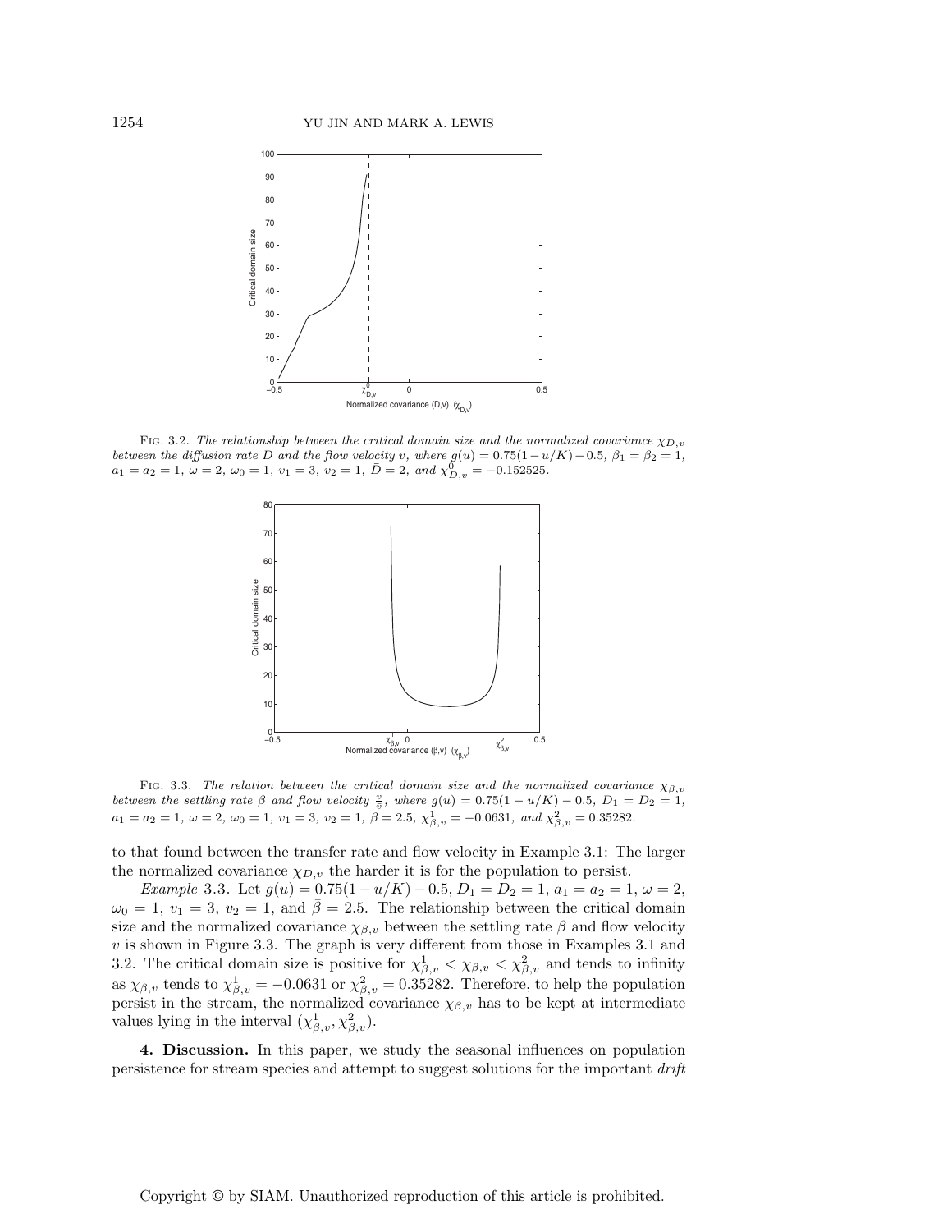Critical domain size

100

90

80

70

60

50

40

30

20

10

0

−0.5

$\chi^0_{D,v}$

0

0.5

Normalized covariance (D,v) ($\chi_{D,v}$)

FIG. 3.2. *The relationship between the critical domain size and the normalized covariance $\chi_{D,v}$ between the diffusion rate $D$ and the flow velocity $v$, where $g(u) = 0.75(1-u/K) - 0.5$, $\beta_1 = \beta_2 = 1$, $a_1 = a_2 = 1$, $\omega = 2$, $\omega_0 = 1$, $v_1 = 3$, $v_2 = 1$, $\bar{D} = 2$, and $\chi^0_{D,v} = -0.152525$.*

Critical domain size

80

70

60

50

40

30

20

10

0

−0.5

$\chi^1_{\beta,v}$

0

$\chi^2_{\beta,v}$

0.5

Normalized covariance (β,v) ($\chi_{\beta,v}$)

FIG. 3.3. *The relation between the critical domain size and the normalized covariance $\chi_{\beta,v}$ between the settling rate $\beta$ and flow velocity $\frac{v}{\bar{v}}$, where $g(u) = 0.75(1-u/K) - 0.5$, $D_1 = D_2 = 1$, $a_1 = a_2 = 1$, $\omega = 2$, $\omega_0 = 1$, $v_1 = 3$, $v_2 = 1$, $\bar{\beta} = 2.5$, $\chi^1_{\beta,v} = -0.0631$, and $\chi^2_{\beta,v} = 0.35282$.*

to that found between the transfer rate and flow velocity in Example 3.1: The larger the normalized covariance $\chi_{D,v}$ the harder it is for the population to persist.

*Example* 3.3. Let $g(u) = 0.75(1-u/K) - 0.5$, $D_1 = D_2 = 1$, $a_1 = a_2 = 1$, $\omega = 2$, $\omega_0 = 1$, $v_1 = 3$, $v_2 = 1$, and $\bar{\beta} = 2.5$. The relationship between the critical domain size and the normalized covariance $\chi_{\beta,v}$ between the settling rate $\beta$ and flow velocity $v$ is shown in Figure 3.3. The graph is very different from those in Examples 3.1 and 3.2. The critical domain size is positive for $\chi^1_{\beta,v} < \chi_{\beta,v} < \chi^2_{\beta,v}$ and tends to infinity as $\chi_{\beta,v}$ tends to $\chi^1_{\beta,v} = -0.0631$ or $\chi^2_{\beta,v} = 0.35282$. Therefore, to help the population persist in the stream, the normalized covariance $\chi_{\beta,v}$ has to be kept at intermediate values lying in the interval $(\chi^1_{\beta,v}, \chi^2_{\beta,v})$.

**4. Discussion.** In this paper, we study the seasonal influences on population persistence for stream species and attempt to suggest solutions for the important *drift*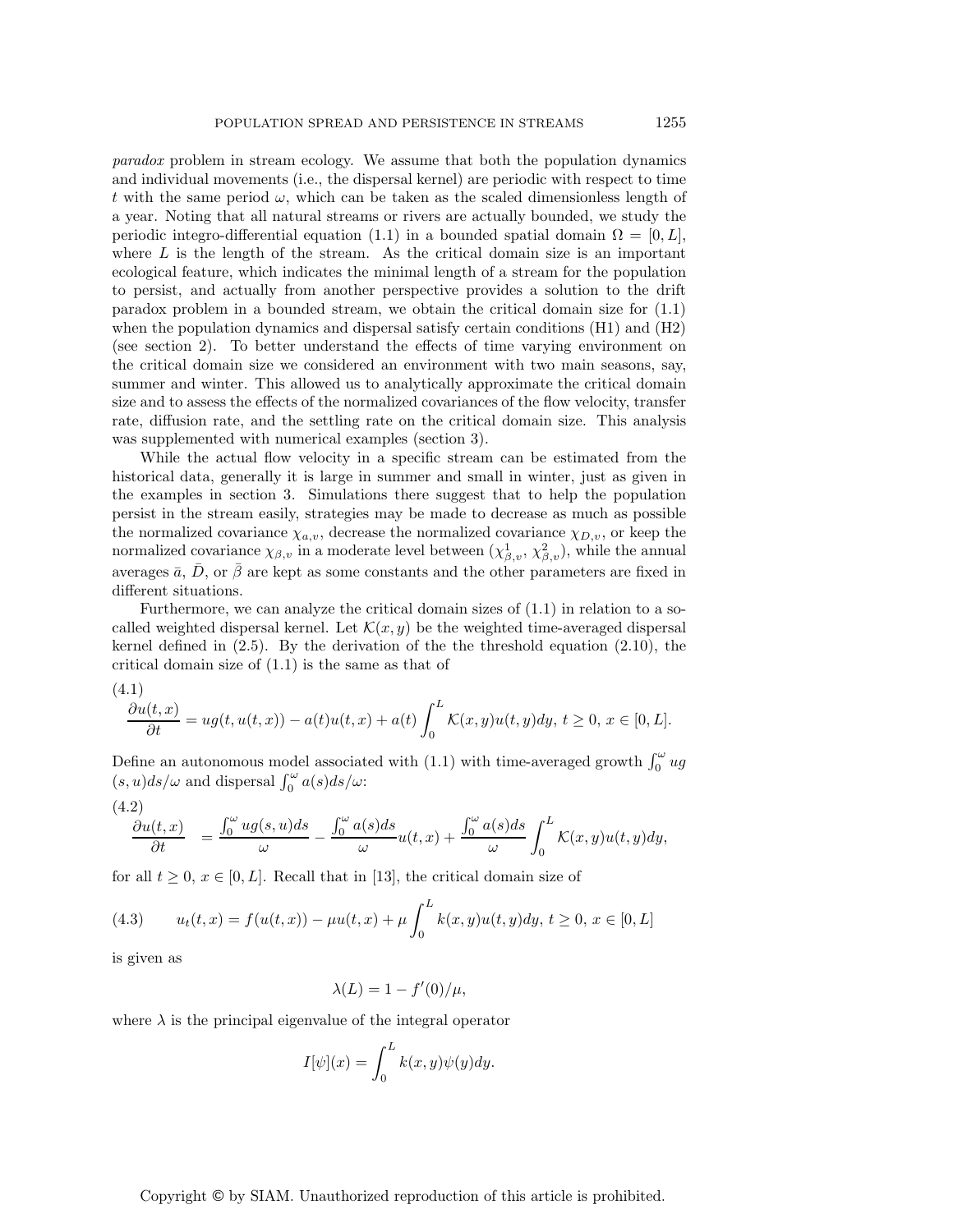*paradox* problem in stream ecology. We assume that both the population dynamics and individual movements (i.e., the dispersal kernel) are periodic with respect to time $t$ with the same period $\omega$, which can be taken as the scaled dimensionless length of a year. Noting that all natural streams or rivers are actually bounded, we study the periodic integro-differential equation (1.1) in a bounded spatial domain $\Omega = [0, L]$, where $L$ is the length of the stream. As the critical domain size is an important ecological feature, which indicates the minimal length of a stream for the population to persist, and actually from another perspective provides a solution to the drift paradox problem in a bounded stream, we obtain the critical domain size for (1.1) when the population dynamics and dispersal satisfy certain conditions (H1) and (H2) (see section 2). To better understand the effects of time varying environment on the critical domain size we considered an environment with two main seasons, say, summer and winter. This allowed us to analytically approximate the critical domain size and to assess the effects of the normalized covariances of the flow velocity, transfer rate, diffusion rate, and the settling rate on the critical domain size. This analysis was supplemented with numerical examples (section 3).

While the actual flow velocity in a specific stream can be estimated from the historical data, generally it is large in summer and small in winter, just as given in the examples in section 3. Simulations there suggest that to help the population persist in the stream easily, strategies may be made to decrease as much as possible the normalized covariance $\chi_{a,v}$, decrease the normalized covariance $\chi_{D,v}$, or keep the normalized covariance $\chi_{\beta,v}$ in a moderate level between $(\chi^1_{\beta,v}, \chi^2_{\beta,v})$, while the annual averages $\bar{a}$, $\bar{D}$, or $\bar{\beta}$ are kept as some constants and the other parameters are fixed in different situations.

Furthermore, we can analyze the critical domain sizes of (1.1) in relation to a so-called weighted dispersal kernel. Let $\mathcal{K}(x, y)$ be the weighted time-averaged dispersal kernel defined in (2.5). By the derivation of the the threshold equation (2.10), the critical domain size of (1.1) is the same as that of

$$\frac{\partial u(t,x)}{\partial t} = ug(t, u(t,x)) - a(t)u(t,x) + a(t)\int_0^L \mathcal{K}(x,y)u(t,y)dy,\ t \geq 0,\ x \in [0, L]. \tag{4.1}$$

Define an autonomous model associated with (1.1) with time-averaged growth $\int_0^\omega ug(s,u)ds/\omega$ and dispersal $\int_0^\omega a(s)ds/\omega$:

$$\frac{\partial u(t,x)}{\partial t} = \frac{\int_0^\omega ug(s,u)ds}{\omega} - \frac{\int_0^\omega a(s)ds}{\omega}u(t,x) + \frac{\int_0^\omega a(s)ds}{\omega}\int_0^L \mathcal{K}(x,y)u(t,y)dy, \tag{4.2}$$

for all $t \geq 0$, $x \in [0, L]$. Recall that in [13], the critical domain size of

$$u_t(t,x) = f(u(t,x)) - \mu u(t,x) + \mu \int_0^L k(x,y)u(t,y)dy,\ t \geq 0,\ x \in [0, L] \tag{4.3}$$

is given as

$$\lambda(L) = 1 - f'(0)/\mu,$$

where $\lambda$ is the principal eigenvalue of the integral operator

$$I[\psi](x) = \int_0^L k(x,y)\psi(y)dy.$$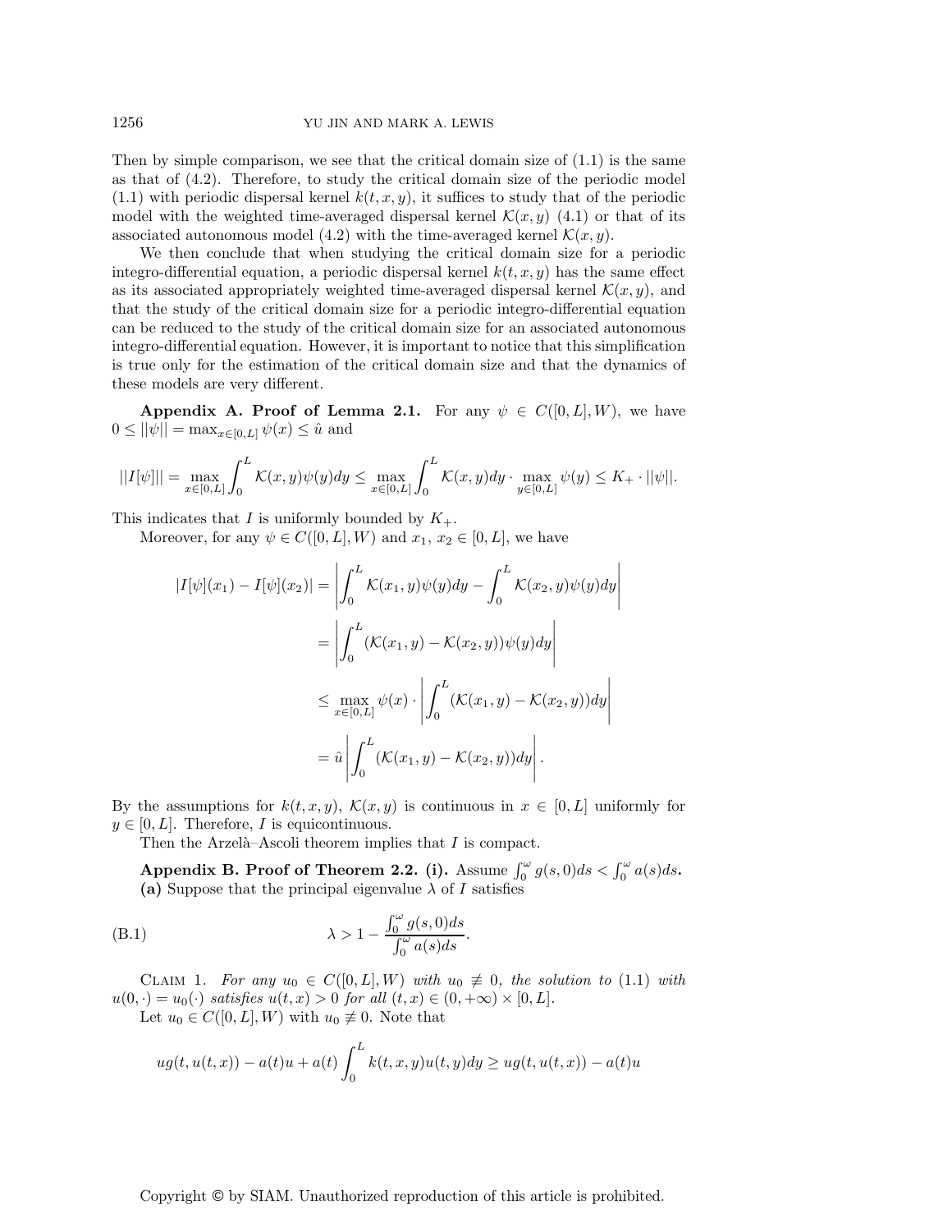Then by simple comparison, we see that the critical domain size of (1.1) is the same as that of (4.2). Therefore, to study the critical domain size of the periodic model (1.1) with periodic dispersal kernel $k(t,x,y)$, it suffices to study that of the periodic model with the weighted time-averaged dispersal kernel $\mathcal{K}(x,y)$ (4.1) or that of its associated autonomous model (4.2) with the time-averaged kernel $\mathcal{K}(x,y)$.

We then conclude that when studying the critical domain size for a periodic integro-differential equation, a periodic dispersal kernel $k(t,x,y)$ has the same effect as its associated appropriately weighted time-averaged dispersal kernel $\mathcal{K}(x,y)$, and that the study of the critical domain size for a periodic integro-differential equation can be reduced to the study of the critical domain size for an associated autonomous integro-differential equation. However, it is important to notice that this simplification is true only for the estimation of the critical domain size and that the dynamics of these models are very different.

**Appendix A. Proof of Lemma 2.1.** For any $\psi \in C([0,L],W)$, we have $0 \le ||\psi|| = \max_{x\in[0,L]} \psi(x) \le \hat{u}$ and

$$||I[\psi]|| = \max_{x\in[0,L]} \int_0^L \mathcal{K}(x,y)\psi(y)dy \le \max_{x\in[0,L]} \int_0^L \mathcal{K}(x,y)dy \cdot \max_{y\in[0,L]} \psi(y) \le K_+ \cdot ||\psi||.$$

This indicates that $I$ is uniformly bounded by $K_+$.

Moreover, for any $\psi \in C([0,L],W)$ and $x_1,\, x_2 \in [0,L]$, we have

$$\begin{aligned}
|I[\psi](x_1) - I[\psi](x_2)| &= \left| \int_0^L \mathcal{K}(x_1,y)\psi(y)dy - \int_0^L \mathcal{K}(x_2,y)\psi(y)dy \right| \\
&= \left| \int_0^L (\mathcal{K}(x_1,y) - \mathcal{K}(x_2,y))\psi(y)dy \right| \\
&\le \max_{x\in[0,L]} \psi(x) \cdot \left| \int_0^L (\mathcal{K}(x_1,y) - \mathcal{K}(x_2,y))dy \right| \\
&= \hat{u} \left| \int_0^L (\mathcal{K}(x_1,y) - \mathcal{K}(x_2,y))dy \right|.
\end{aligned}$$

By the assumptions for $k(t,x,y)$, $\mathcal{K}(x,y)$ is continuous in $x \in [0,L]$ uniformly for $y \in [0,L]$. Therefore, $I$ is equicontinuous.

Then the Arzelà–Ascoli theorem implies that $I$ is compact.

**Appendix B. Proof of Theorem 2.2. (i).** Assume $\int_0^\omega g(s,0)ds < \int_0^\omega a(s)ds$.
**(a)** Suppose that the principal eigenvalue $\lambda$ of $I$ satisfies

$$\lambda > 1 - \frac{\int_0^\omega g(s,0)ds}{\int_0^\omega a(s)ds}. \tag{B.1}$$

Claim 1. *For any $u_0 \in C([0,L],W)$ with $u_0 \not\equiv 0$, the solution to (1.1) with $u(0,\cdot) = u_0(\cdot)$ satisfies $u(t,x) > 0$ for all $(t,x) \in (0,+\infty) \times [0,L]$.*

Let $u_0 \in C([0,L],W)$ with $u_0 \not\equiv 0$. Note that

$$ug(t,u(t,x)) - a(t)u + a(t)\int_0^L k(t,x,y)u(t,y)dy \ge ug(t,u(t,x)) - a(t)u$$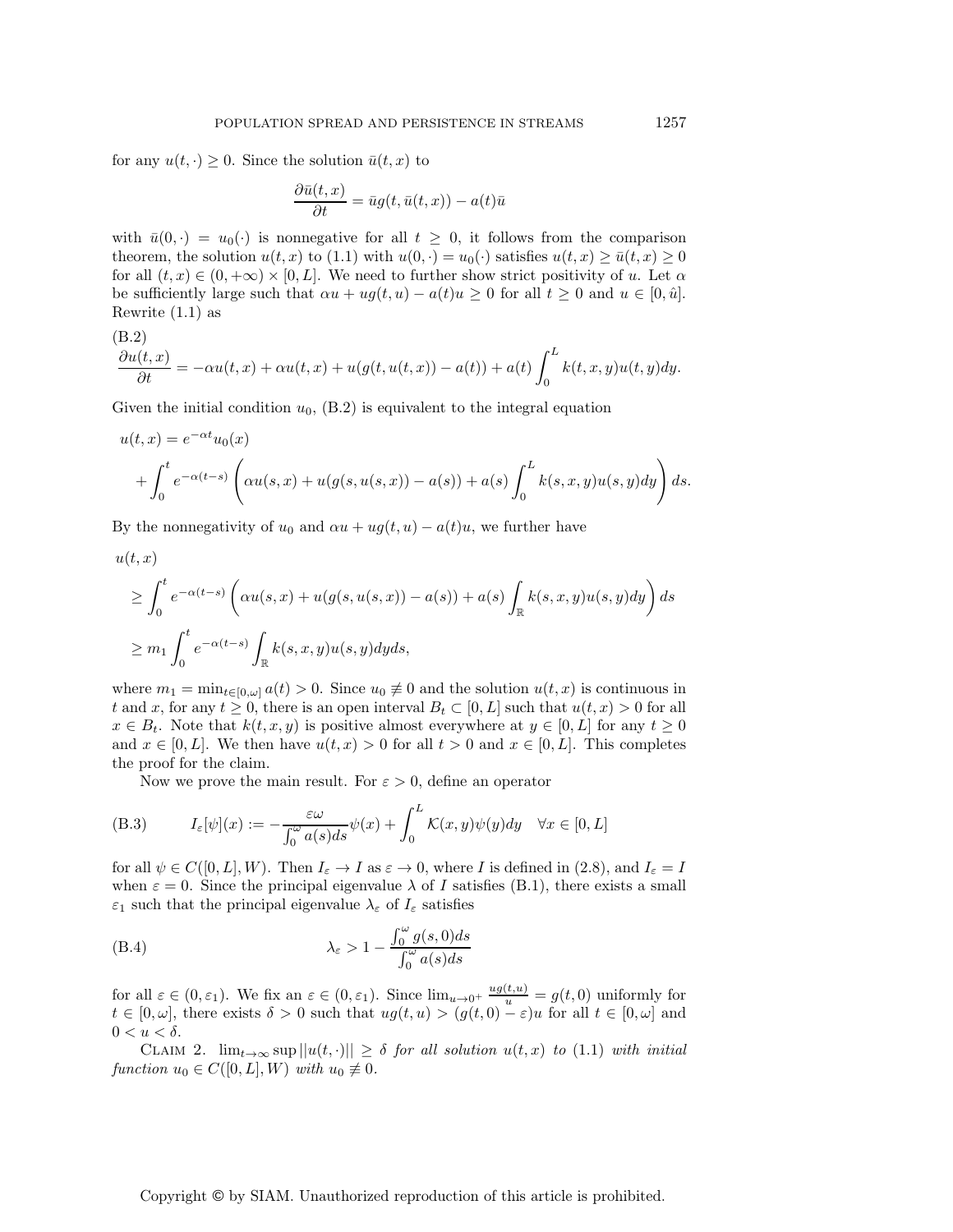for any $u(t,\cdot) \geq 0$. Since the solution $\bar{u}(t,x)$ to

$$\frac{\partial \bar{u}(t,x)}{\partial t} = \bar{u}g(t,\bar{u}(t,x)) - a(t)\bar{u}$$

with $\bar{u}(0,\cdot) = u_0(\cdot)$ is nonnegative for all $t \geq 0$, it follows from the comparison theorem, the solution $u(t,x)$ to (1.1) with $u(0,\cdot) = u_0(\cdot)$ satisfies $u(t,x) \geq \bar{u}(t,x) \geq 0$ for all $(t,x) \in (0,+\infty) \times [0,L]$. We need to further show strict positivity of $u$. Let $\alpha$ be sufficiently large such that $\alpha u + ug(t,u) - a(t)u \geq 0$ for all $t \geq 0$ and $u \in [0,\hat{u}]$. Rewrite (1.1) as

(B.2)

$$\frac{\partial u(t,x)}{\partial t} = -\alpha u(t,x) + \alpha u(t,x) + u(g(t,u(t,x)) - a(t)) + a(t)\int_0^L k(t,x,y)u(t,y)dy.$$

Given the initial condition $u_0$, (B.2) is equivalent to the integral equation

$$u(t,x) = e^{-\alpha t}u_0(x)$$
$$+ \int_0^t e^{-\alpha(t-s)}\left(\alpha u(s,x) + u(g(s,u(s,x)) - a(s)) + a(s)\int_0^L k(s,x,y)u(s,y)dy\right)ds.$$

By the nonnegativity of $u_0$ and $\alpha u + ug(t,u) - a(t)u$, we further have

$$u(t,x)$$
$$\geq \int_0^t e^{-\alpha(t-s)}\left(\alpha u(s,x) + u(g(s,u(s,x)) - a(s)) + a(s)\int_{\mathbb{R}} k(s,x,y)u(s,y)dy\right)ds$$
$$\geq m_1 \int_0^t e^{-\alpha(t-s)}\int_{\mathbb{R}} k(s,x,y)u(s,y)dyds,$$

where $m_1 = \min_{t\in[0,\omega]} a(t) > 0$. Since $u_0 \not\equiv 0$ and the solution $u(t,x)$ is continuous in $t$ and $x$, for any $t \geq 0$, there is an open interval $B_t \subset [0,L]$ such that $u(t,x) > 0$ for all $x \in B_t$. Note that $k(t,x,y)$ is positive almost everywhere at $y \in [0,L]$ for any $t \geq 0$ and $x \in [0,L]$. We then have $u(t,x) > 0$ for all $t > 0$ and $x \in [0,L]$. This completes the proof for the claim.

Now we prove the main result. For $\varepsilon > 0$, define an operator

(B.3)
$$I_\varepsilon[\psi](x) := -\frac{\varepsilon\omega}{\int_0^\omega a(s)ds}\psi(x) + \int_0^L \mathcal{K}(x,y)\psi(y)dy \quad \forall x \in [0,L]$$

for all $\psi \in C([0,L],W)$. Then $I_\varepsilon \to I$ as $\varepsilon \to 0$, where $I$ is defined in (2.8), and $I_\varepsilon = I$ when $\varepsilon = 0$. Since the principal eigenvalue $\lambda$ of $I$ satisfies (B.1), there exists a small $\varepsilon_1$ such that the principal eigenvalue $\lambda_\varepsilon$ of $I_\varepsilon$ satisfies

(B.4)
$$\lambda_\varepsilon > 1 - \frac{\int_0^\omega g(s,0)ds}{\int_0^\omega a(s)ds}$$

for all $\varepsilon \in (0,\varepsilon_1)$. We fix an $\varepsilon \in (0,\varepsilon_1)$. Since $\lim_{u\to 0^+}\frac{ug(t,u)}{u} = g(t,0)$ uniformly for $t \in [0,\omega]$, there exists $\delta > 0$ such that $ug(t,u) > (g(t,0) - \varepsilon)u$ for all $t \in [0,\omega]$ and $0 < u < \delta$.

Claim 2. *$\lim_{t\to\infty}\sup||u(t,\cdot)|| \geq \delta$ for all solution $u(t,x)$ to (1.1) with initial function $u_0 \in C([0,L],W)$ with $u_0 \not\equiv 0$.*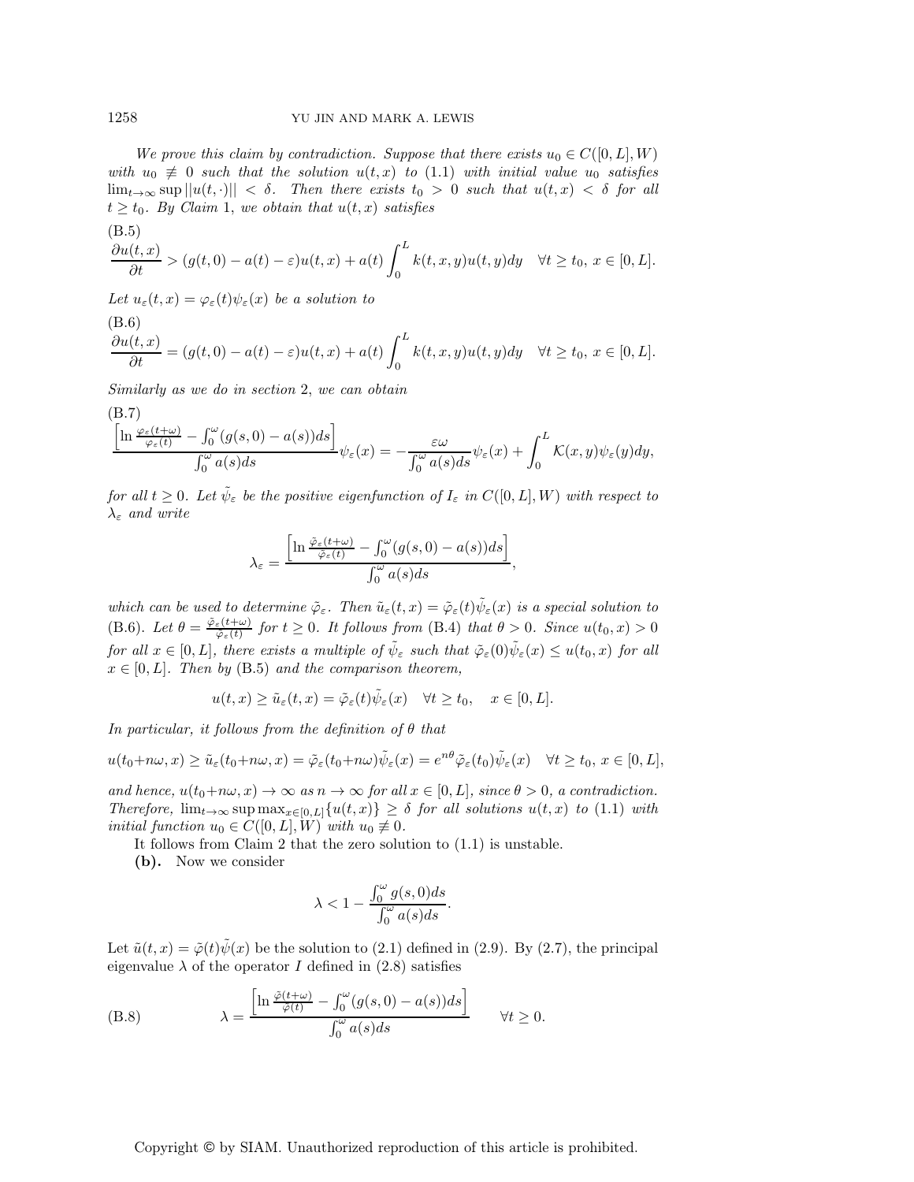*We prove this claim by contradiction. Suppose that there exists $u_0 \in C([0,L], W)$ with $u_0 \not\equiv 0$ such that the solution $u(t,x)$ to* (1.1) *with initial value $u_0$ satisfies $\lim_{t\to\infty} \sup ||u(t,\cdot)|| < \delta$. Then there exists $t_0 > 0$ such that $u(t,x) < \delta$ for all $t \geq t_0$. By Claim* 1*, we obtain that $u(t,x)$ satisfies*

(B.5)

$$\frac{\partial u(t,x)}{\partial t} > (g(t,0) - a(t) - \varepsilon)u(t,x) + a(t)\int_0^L k(t,x,y)u(t,y)dy \quad \forall t \geq t_0,\ x \in [0,L].$$

*Let $u_\varepsilon(t,x) = \varphi_\varepsilon(t)\psi_\varepsilon(x)$ be a solution to*

(B.6)

$$\frac{\partial u(t,x)}{\partial t} = (g(t,0) - a(t) - \varepsilon)u(t,x) + a(t)\int_0^L k(t,x,y)u(t,y)dy \quad \forall t \geq t_0,\ x \in [0,L].$$

*Similarly as we do in section* 2*, we can obtain*

(B.7)

$$\frac{\left[\ln \frac{\varphi_\varepsilon(t+\omega)}{\varphi_\varepsilon(t)} - \int_0^\omega (g(s,0) - a(s))ds\right]}{\int_0^\omega a(s)ds}\psi_\varepsilon(x) = -\frac{\varepsilon\omega}{\int_0^\omega a(s)ds}\psi_\varepsilon(x) + \int_0^L \mathcal{K}(x,y)\psi_\varepsilon(y)dy,$$

*for all $t \geq 0$. Let $\tilde{\psi}_\varepsilon$ be the positive eigenfunction of $I_\varepsilon$ in $C([0,L], W)$ with respect to $\lambda_\varepsilon$ and write*

$$\lambda_\varepsilon = \frac{\left[\ln \frac{\tilde{\varphi}_\varepsilon(t+\omega)}{\tilde{\varphi}_\varepsilon(t)} - \int_0^\omega (g(s,0) - a(s))ds\right]}{\int_0^\omega a(s)ds},$$

*which can be used to determine $\tilde{\varphi}_\varepsilon$. Then $\tilde{u}_\varepsilon(t,x) = \tilde{\varphi}_\varepsilon(t)\tilde{\psi}_\varepsilon(x)$ is a special solution to* (B.6)*. Let $\theta = \frac{\tilde{\varphi}_\varepsilon(t+\omega)}{\tilde{\varphi}_\varepsilon(t)}$ for $t \geq 0$. It follows from* (B.4) *that $\theta > 0$. Since $u(t_0,x) > 0$ for all $x \in [0,L]$, there exists a multiple of $\tilde{\psi}_\varepsilon$ such that $\tilde{\varphi}_\varepsilon(0)\tilde{\psi}_\varepsilon(x) \leq u(t_0,x)$ for all $x \in [0,L]$. Then by* (B.5) *and the comparison theorem,*

$$u(t,x) \geq \tilde{u}_\varepsilon(t,x) = \tilde{\varphi}_\varepsilon(t)\tilde{\psi}_\varepsilon(x) \quad \forall t \geq t_0, \quad x \in [0,L].$$

*In particular, it follows from the definition of $\theta$ that*

$$u(t_0+n\omega,x) \geq \tilde{u}_\varepsilon(t_0+n\omega,x) = \tilde{\varphi}_\varepsilon(t_0+n\omega)\tilde{\psi}_\varepsilon(x) = e^{n\theta}\tilde{\varphi}_\varepsilon(t_0)\tilde{\psi}_\varepsilon(x) \quad \forall t \geq t_0,\ x \in [0,L],$$

*and hence, $u(t_0+n\omega,x) \to \infty$ as $n \to \infty$ for all $x \in [0,L]$, since $\theta > 0$, a contradiction. Therefore, $\lim_{t\to\infty} \sup \max_{x\in[0,L]}\{u(t,x)\} \geq \delta$ for all solutions $u(t,x)$ to* (1.1) *with initial function $u_0 \in C([0,L], W)$ with $u_0 \not\equiv 0$.*

It follows from Claim 2 that the zero solution to (1.1) is unstable.

**(b).** Now we consider

$$\lambda < 1 - \frac{\int_0^\omega g(s,0)ds}{\int_0^\omega a(s)ds}.$$

Let $\tilde{u}(t,x) = \tilde{\varphi}(t)\tilde{\psi}(x)$ be the solution to (2.1) defined in (2.9). By (2.7), the principal eigenvalue $\lambda$ of the operator $I$ defined in (2.8) satisfies

$$\lambda = \frac{\left[\ln \frac{\tilde{\varphi}(t+\omega)}{\tilde{\varphi}(t)} - \int_0^\omega (g(s,0) - a(s))ds\right]}{\int_0^\omega a(s)ds} \qquad \forall t \geq 0. \tag{B.8}$$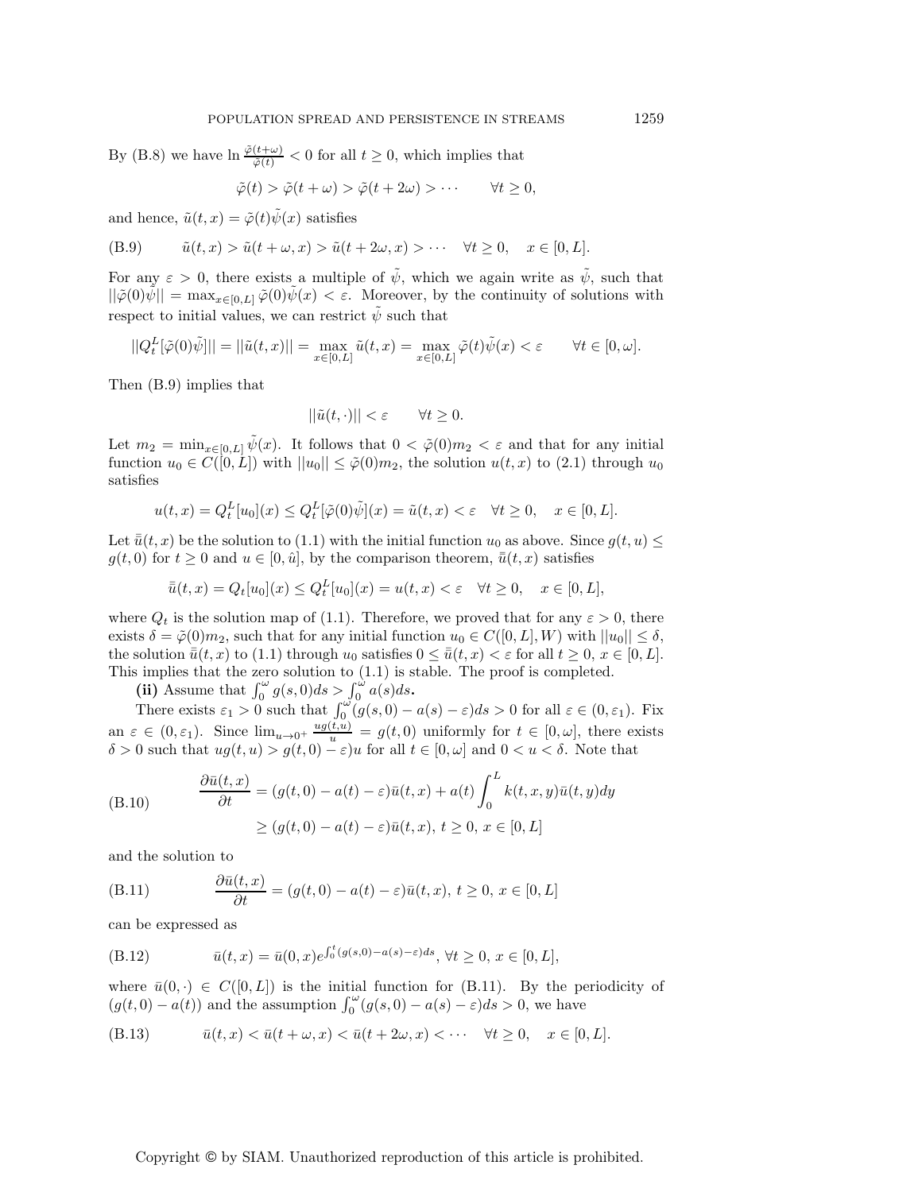By (B.8) we have $\ln \frac{\tilde{\varphi}(t+\omega)}{\tilde{\varphi}(t)} < 0$ for all $t \geq 0$, which implies that

$$\tilde{\varphi}(t) > \tilde{\varphi}(t+\omega) > \tilde{\varphi}(t+2\omega) > \cdots \qquad \forall t \geq 0,$$

and hence, $\tilde{u}(t,x) = \tilde{\varphi}(t)\tilde{\psi}(x)$ satisfies

$$\tilde{u}(t,x) > \tilde{u}(t+\omega,x) > \tilde{u}(t+2\omega,x) > \cdots \quad \forall t \geq 0, \quad x \in [0,L]. \tag{B.9}$$

For any $\varepsilon > 0$, there exists a multiple of $\tilde{\psi}$, which we again write as $\tilde{\psi}$, such that $||\tilde{\varphi}(0)\tilde{\psi}|| = \max_{x\in[0,L]} \tilde{\varphi}(0)\tilde{\psi}(x) < \varepsilon$. Moreover, by the continuity of solutions with respect to initial values, we can restrict $\tilde{\psi}$ such that

$$||Q_t^L[\tilde{\varphi}(0)\tilde{\psi}]|| = ||\tilde{u}(t,x)|| = \max_{x\in[0,L]} \tilde{u}(t,x) = \max_{x\in[0,L]} \tilde{\varphi}(t)\tilde{\psi}(x) < \varepsilon \qquad \forall t \in [0,\omega].$$

Then (B.9) implies that

$$||\tilde{u}(t,\cdot)|| < \varepsilon \qquad \forall t \geq 0.$$

Let $m_2 = \min_{x\in[0,L]} \tilde{\psi}(x)$. It follows that $0 < \tilde{\varphi}(0)m_2 < \varepsilon$ and that for any initial function $u_0 \in C([0,L])$ with $||u_0|| \leq \tilde{\varphi}(0)m_2$, the solution $u(t,x)$ to (2.1) through $u_0$ satisfies

$$u(t,x) = Q_t^L[u_0](x) \leq Q_t^L[\tilde{\varphi}(0)\tilde{\psi}](x) = \tilde{u}(t,x) < \varepsilon \quad \forall t \geq 0, \quad x \in [0,L].$$

Let $\bar{\bar{u}}(t,x)$ be the solution to (1.1) with the initial function $u_0$ as above. Since $g(t,u) \leq g(t,0)$ for $t \geq 0$ and $u \in [0,\hat{u}]$, by the comparison theorem, $\bar{\bar{u}}(t,x)$ satisfies

$$\bar{\bar{u}}(t,x) = Q_t[u_0](x) \leq Q_t^L[u_0](x) = u(t,x) < \varepsilon \quad \forall t \geq 0, \quad x \in [0,L],$$

where $Q_t$ is the solution map of (1.1). Therefore, we proved that for any $\varepsilon > 0$, there exists $\delta = \tilde{\varphi}(0)m_2$, such that for any initial function $u_0 \in C([0,L],W)$ with $||u_0|| \leq \delta$, the solution $\bar{\bar{u}}(t,x)$ to (1.1) through $u_0$ satisfies $0 \leq \bar{\bar{u}}(t,x) < \varepsilon$ for all $t \geq 0$, $x \in [0,L]$. This implies that the zero solution to (1.1) is stable. The proof is completed.

**(ii)** Assume that $\int_0^\omega g(s,0)ds > \int_0^\omega a(s)ds$**.**

There exists $\varepsilon_1 > 0$ such that $\int_0^\omega (g(s,0) - a(s) - \varepsilon)ds > 0$ for all $\varepsilon \in (0,\varepsilon_1)$. Fix an $\varepsilon \in (0,\varepsilon_1)$. Since $\lim_{u\to 0^+} \frac{ug(t,u)}{u} = g(t,0)$ uniformly for $t \in [0,\omega]$, there exists $\delta > 0$ such that $ug(t,u) > g(t,0) - \varepsilon)u$ for all $t \in [0,\omega]$ and $0 < u < \delta$. Note that

$$\begin{aligned} \frac{\partial \bar{u}(t,x)}{\partial t} &= (g(t,0) - a(t) - \varepsilon)\bar{u}(t,x) + a(t)\int_0^L k(t,x,y)\bar{u}(t,y)dy \\ &\geq (g(t,0) - a(t) - \varepsilon)\bar{u}(t,x),\ t \geq 0,\ x \in [0,L] \end{aligned} \tag{B.10}$$

and the solution to

$$\frac{\partial \bar{u}(t,x)}{\partial t} = (g(t,0) - a(t) - \varepsilon)\bar{u}(t,x),\ t \geq 0,\ x \in [0,L] \tag{B.11}$$

can be expressed as

$$\bar{u}(t,x) = \bar{u}(0,x)e^{\int_0^t (g(s,0)-a(s)-\varepsilon)ds},\ \forall t \geq 0,\ x \in [0,L], \tag{B.12}$$

where $\bar{u}(0,\cdot) \in C([0,L])$ is the initial function for (B.11). By the periodicity of $(g(t,0) - a(t))$ and the assumption $\int_0^\omega (g(s,0) - a(s) - \varepsilon)ds > 0$, we have

$$\bar{u}(t,x) < \bar{u}(t+\omega,x) < \bar{u}(t+2\omega,x) < \cdots \quad \forall t \geq 0, \quad x \in [0,L]. \tag{B.13}$$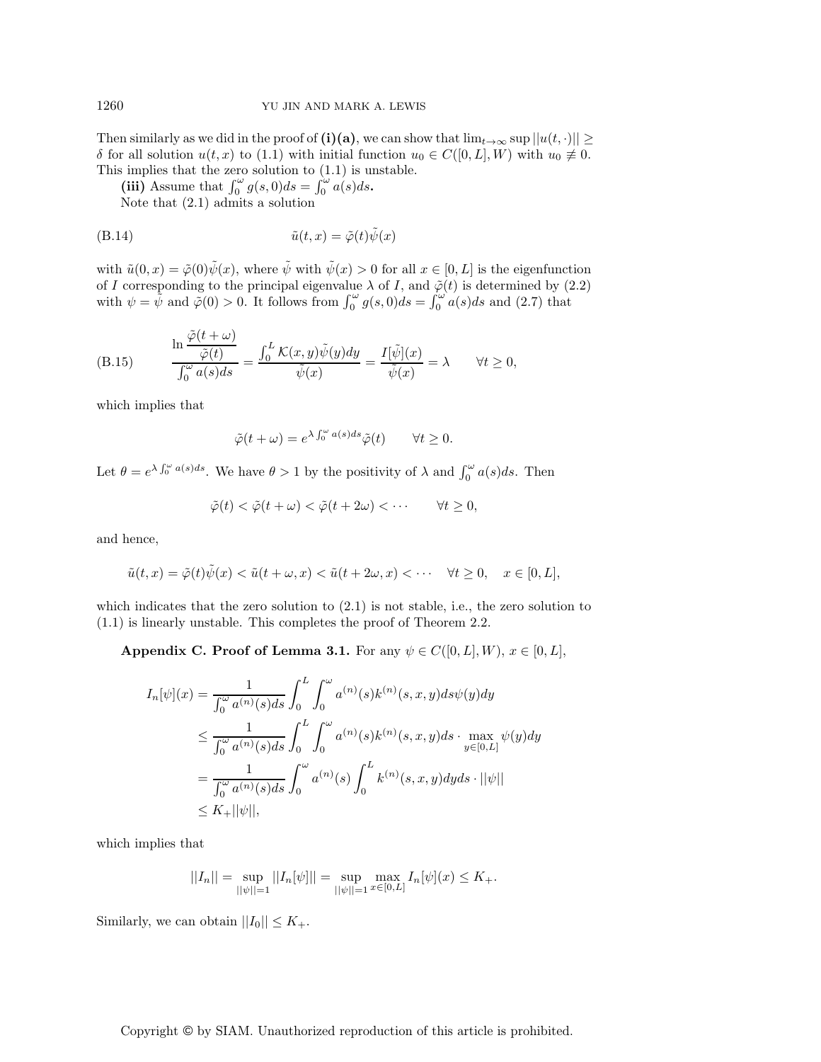Then similarly as we did in the proof of **(i)(a)**, we can show that $\lim_{t\to\infty} \sup ||u(t,\cdot)|| \geq \delta$ for all solution $u(t,x)$ to (1.1) with initial function $u_0 \in C([0,L],W)$ with $u_0 \not\equiv 0$. This implies that the zero solution to (1.1) is unstable.

**(iii)** Assume that $\int_0^\omega g(s,0)ds = \int_0^\omega a(s)ds$**.**

Note that (2.1) admits a solution

$$\tilde{u}(t,x) = \tilde{\varphi}(t)\tilde{\psi}(x) \tag{B.14}$$

with $\tilde{u}(0,x) = \tilde{\varphi}(0)\tilde{\psi}(x)$, where $\tilde{\psi}$ with $\tilde{\psi}(x) > 0$ for all $x \in [0,L]$ is the eigenfunction of $I$ corresponding to the principal eigenvalue $\lambda$ of $I$, and $\tilde{\varphi}(t)$ is determined by (2.2) with $\psi = \tilde{\psi}$ and $\tilde{\varphi}(0) > 0$. It follows from $\int_0^\omega g(s,0)ds = \int_0^\omega a(s)ds$ and (2.7) that

$$\frac{\ln \dfrac{\tilde{\varphi}(t+\omega)}{\tilde{\varphi}(t)}}{\int_0^\omega a(s)ds} = \frac{\int_0^L \mathcal{K}(x,y)\tilde{\psi}(y)dy}{\tilde{\psi}(x)} = \frac{I[\tilde{\psi}](x)}{\tilde{\psi}(x)} = \lambda \qquad \forall t \geq 0, \tag{B.15}$$

which implies that

$$\tilde{\varphi}(t+\omega) = e^{\lambda \int_0^\omega a(s)ds}\tilde{\varphi}(t) \qquad \forall t \geq 0.$$

Let $\theta = e^{\lambda \int_0^\omega a(s)ds}$. We have $\theta > 1$ by the positivity of $\lambda$ and $\int_0^\omega a(s)ds$. Then

$$\tilde{\varphi}(t) < \tilde{\varphi}(t+\omega) < \tilde{\varphi}(t+2\omega) < \cdots \qquad \forall t \geq 0,$$

and hence,

$$\tilde{u}(t,x) = \tilde{\varphi}(t)\tilde{\psi}(x) < \tilde{u}(t+\omega,x) < \tilde{u}(t+2\omega,x) < \cdots \quad \forall t \geq 0, \quad x \in [0,L],$$

which indicates that the zero solution to (2.1) is not stable, i.e., the zero solution to (1.1) is linearly unstable. This completes the proof of Theorem 2.2.

## Appendix C. Proof of Lemma 3.1.

For any $\psi \in C([0,L],W)$, $x \in [0,L]$,

$$\begin{aligned}
I_n[\psi](x) &= \frac{1}{\int_0^\omega a^{(n)}(s)ds}\int_0^L \int_0^\omega a^{(n)}(s)k^{(n)}(s,x,y)ds\psi(y)dy \\
&\leq \frac{1}{\int_0^\omega a^{(n)}(s)ds}\int_0^L \int_0^\omega a^{(n)}(s)k^{(n)}(s,x,y)ds \cdot \max_{y\in[0,L]}\psi(y)dy \\
&= \frac{1}{\int_0^\omega a^{(n)}(s)ds}\int_0^\omega a^{(n)}(s)\int_0^L k^{(n)}(s,x,y)dyds \cdot ||\psi|| \\
&\leq K_+||\psi||,
\end{aligned}$$

which implies that

$$||I_n|| = \sup_{||\psi||=1}||I_n[\psi]|| = \sup_{||\psi||=1}\max_{x\in[0,L]} I_n[\psi](x) \leq K_+.$$

Similarly, we can obtain $||I_0|| \leq K_+$.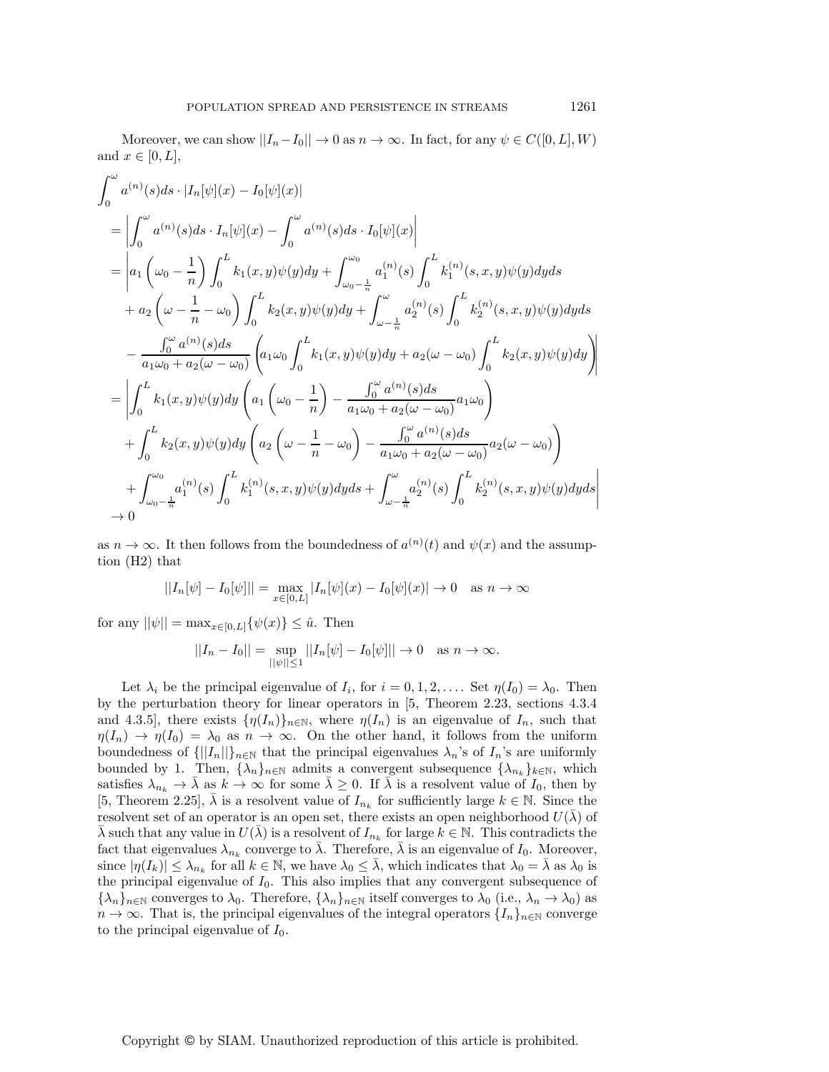Moreover, we can show $||I_n - I_0|| \to 0$ as $n \to \infty$. In fact, for any $\psi \in C([0,L], W)$ and $x \in [0, L]$,

$$
\begin{aligned}
&\int_0^\omega a^{(n)}(s)ds \cdot |I_n[\psi](x) - I_0[\psi](x)| \\
&= \left| \int_0^\omega a^{(n)}(s)ds \cdot I_n[\psi](x) - \int_0^\omega a^{(n)}(s)ds \cdot I_0[\psi](x) \right| \\
&= \Bigg| a_1\left(\omega_0 - \frac{1}{n}\right) \int_0^L k_1(x,y)\psi(y)dy + \int_{\omega_0 - \frac{1}{n}}^{\omega_0} a_1^{(n)}(s) \int_0^L k_1^{(n)}(s,x,y)\psi(y)dyds \\
&\quad + a_2\left(\omega - \frac{1}{n} - \omega_0\right) \int_0^L k_2(x,y)\psi(y)dy + \int_{\omega - \frac{1}{n}}^{\omega} a_2^{(n)}(s) \int_0^L k_2^{(n)}(s,x,y)\psi(y)dyds \\
&\quad - \frac{\int_0^\omega a^{(n)}(s)ds}{a_1\omega_0 + a_2(\omega - \omega_0)} \left( a_1\omega_0 \int_0^L k_1(x,y)\psi(y)dy + a_2(\omega - \omega_0) \int_0^L k_2(x,y)\psi(y)dy \right) \Bigg| \\
&= \Bigg| \int_0^L k_1(x,y)\psi(y)dy \left( a_1\left(\omega_0 - \frac{1}{n}\right) - \frac{\int_0^\omega a^{(n)}(s)ds}{a_1\omega_0 + a_2(\omega - \omega_0)} a_1\omega_0 \right) \\
&\quad + \int_0^L k_2(x,y)\psi(y)dy \left( a_2\left(\omega - \frac{1}{n} - \omega_0\right) - \frac{\int_0^\omega a^{(n)}(s)ds}{a_1\omega_0 + a_2(\omega - \omega_0)} a_2(\omega - \omega_0) \right) \\
&\quad + \int_{\omega_0 - \frac{1}{n}}^{\omega_0} a_1^{(n)}(s) \int_0^L k_1^{(n)}(s,x,y)\psi(y)dyds + \int_{\omega - \frac{1}{n}}^{\omega} a_2^{(n)}(s) \int_0^L k_2^{(n)}(s,x,y)\psi(y)dyds \Bigg| \\
&\to 0
\end{aligned}
$$

as $n \to \infty$. It then follows from the boundedness of $a^{(n)}(t)$ and $\psi(x)$ and the assumption (H2) that

$$
||I_n[\psi] - I_0[\psi]|| = \max_{x \in [0,L]} |I_n[\psi](x) - I_0[\psi](x)| \to 0 \quad \text{as } n \to \infty
$$

for any $||\psi|| = \max_{x \in [0,L]}\{\psi(x)\} \le \hat{u}$. Then

$$
||I_n - I_0|| = \sup_{||\psi|| \le 1} ||I_n[\psi] - I_0[\psi]|| \to 0 \quad \text{as } n \to \infty.
$$

Let $\lambda_i$ be the principal eigenvalue of $I_i$, for $i = 0, 1, 2, \ldots$. Set $\eta(I_0) = \lambda_0$. Then by the perturbation theory for linear operators in [5, Theorem 2.23, sections 4.3.4 and 4.3.5], there exists $\{\eta(I_n)\}_{n \in \mathbb{N}}$, where $\eta(I_n)$ is an eigenvalue of $I_n$, such that $\eta(I_n) \to \eta(I_0) = \lambda_0$ as $n \to \infty$. On the other hand, it follows from the uniform boundedness of $\{||I_n||\}_{n \in \mathbb{N}}$ that the principal eigenvalues $\lambda_n$'s of $I_n$'s are uniformly bounded by 1. Then, $\{\lambda_n\}_{n \in \mathbb{N}}$ admits a convergent subsequence $\{\lambda_{n_k}\}_{k \in \mathbb{N}}$, which satisfies $\lambda_{n_k} \to \bar{\lambda}$ as $k \to \infty$ for some $\bar{\lambda} \ge 0$. If $\bar{\lambda}$ is a resolvent value of $I_0$, then by [5, Theorem 2.25], $\bar{\lambda}$ is a resolvent value of $I_{n_k}$ for sufficiently large $k \in \mathbb{N}$. Since the resolvent set of an operator is an open set, there exists an open neighborhood $U(\bar{\lambda})$ of $\bar{\lambda}$ such that any value in $U(\bar{\lambda})$ is a resolvent of $I_{n_k}$ for large $k \in \mathbb{N}$. This contradicts the fact that eigenvalues $\lambda_{n_k}$ converge to $\bar{\lambda}$. Therefore, $\bar{\lambda}$ is an eigenvalue of $I_0$. Moreover, since $|\eta(I_k)| \le \lambda_{n_k}$ for all $k \in \mathbb{N}$, we have $\lambda_0 \le \bar{\lambda}$, which indicates that $\lambda_0 = \bar{\lambda}$ as $\lambda_0$ is the principal eigenvalue of $I_0$. This also implies that any convergent subsequence of $\{\lambda_n\}_{n \in \mathbb{N}}$ converges to $\lambda_0$. Therefore, $\{\lambda_n\}_{n \in \mathbb{N}}$ itself converges to $\lambda_0$ (i.e., $\lambda_n \to \lambda_0$) as $n \to \infty$. That is, the principal eigenvalues of the integral operators $\{I_n\}_{n \in \mathbb{N}}$ converge to the principal eigenvalue of $I_0$.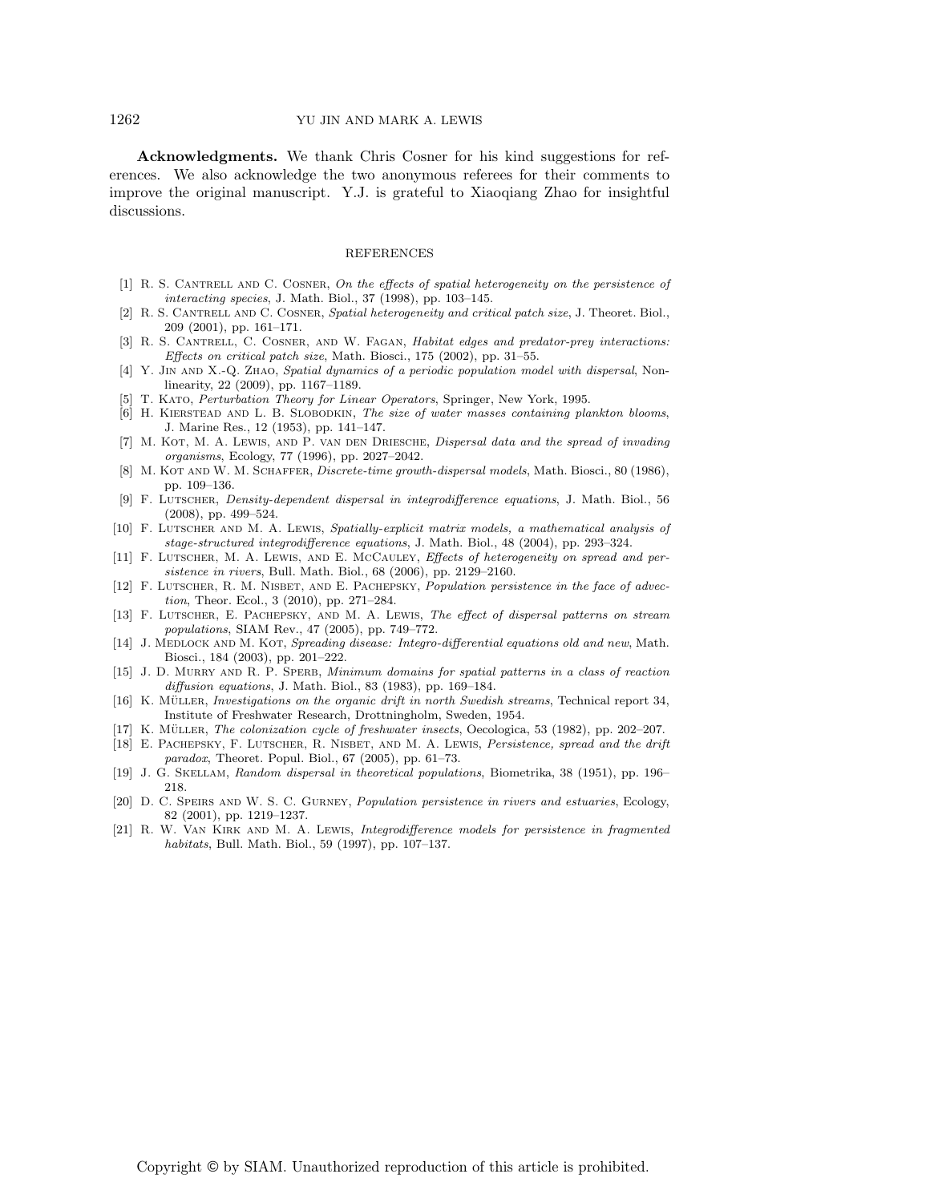**Acknowledgments.** We thank Chris Cosner for his kind suggestions for references. We also acknowledge the two anonymous referees for their comments to improve the original manuscript. Y.J. is grateful to Xiaoqiang Zhao for insightful discussions.

## REFERENCES

[1] R. S. Cantrell and C. Cosner, *On the effects of spatial heterogeneity on the persistence of interacting species*, J. Math. Biol., 37 (1998), pp. 103–145.

[2] R. S. Cantrell and C. Cosner, *Spatial heterogeneity and critical patch size*, J. Theoret. Biol., 209 (2001), pp. 161–171.

[3] R. S. Cantrell, C. Cosner, and W. Fagan, *Habitat edges and predator-prey interactions: Effects on critical patch size*, Math. Biosci., 175 (2002), pp. 31–55.

[4] Y. Jin and X.-Q. Zhao, *Spatial dynamics of a periodic population model with dispersal*, Nonlinearity, 22 (2009), pp. 1167–1189.

[5] T. Kato, *Perturbation Theory for Linear Operators*, Springer, New York, 1995.

[6] H. Kierstead and L. B. Slobodkin, *The size of water masses containing plankton blooms*, J. Marine Res., 12 (1953), pp. 141–147.

[7] M. Kot, M. A. Lewis, and P. van den Driesche, *Dispersal data and the spread of invading organisms*, Ecology, 77 (1996), pp. 2027–2042.

[8] M. Kot and W. M. Schaffer, *Discrete-time growth-dispersal models*, Math. Biosci., 80 (1986), pp. 109–136.

[9] F. Lutscher, *Density-dependent dispersal in integrodifference equations*, J. Math. Biol., 56 (2008), pp. 499–524.

[10] F. Lutscher and M. A. Lewis, *Spatially-explicit matrix models, a mathematical analysis of stage-structured integrodifference equations*, J. Math. Biol., 48 (2004), pp. 293–324.

[11] F. Lutscher, M. A. Lewis, and E. McCauley, *Effects of heterogeneity on spread and persistence in rivers*, Bull. Math. Biol., 68 (2006), pp. 2129–2160.

[12] F. Lutscher, R. M. Nisbet, and E. Pachepsky, *Population persistence in the face of advection*, Theor. Ecol., 3 (2010), pp. 271–284.

[13] F. Lutscher, E. Pachepsky, and M. A. Lewis, *The effect of dispersal patterns on stream populations*, SIAM Rev., 47 (2005), pp. 749–772.

[14] J. Medlock and M. Kot, *Spreading disease: Integro-differential equations old and new*, Math. Biosci., 184 (2003), pp. 201–222.

[15] J. D. Murry and R. P. Sperb, *Minimum domains for spatial patterns in a class of reaction diffusion equations*, J. Math. Biol., 83 (1983), pp. 169–184.

[16] K. Müller, *Investigations on the organic drift in north Swedish streams*, Technical report 34, Institute of Freshwater Research, Drottningholm, Sweden, 1954.

[17] K. Müller, *The colonization cycle of freshwater insects*, Oecologica, 53 (1982), pp. 202–207.

[18] E. Pachepsky, F. Lutscher, R. Nisbet, and M. A. Lewis, *Persistence, spread and the drift paradox*, Theoret. Popul. Biol., 67 (2005), pp. 61–73.

[19] J. G. Skellam, *Random dispersal in theoretical populations*, Biometrika, 38 (1951), pp. 196–218.

[20] D. C. Speirs and W. S. C. Gurney, *Population persistence in rivers and estuaries*, Ecology, 82 (2001), pp. 1219–1237.

[21] R. W. Van Kirk and M. A. Lewis, *Integrodifference models for persistence in fragmented habitats*, Bull. Math. Biol., 59 (1997), pp. 107–137.